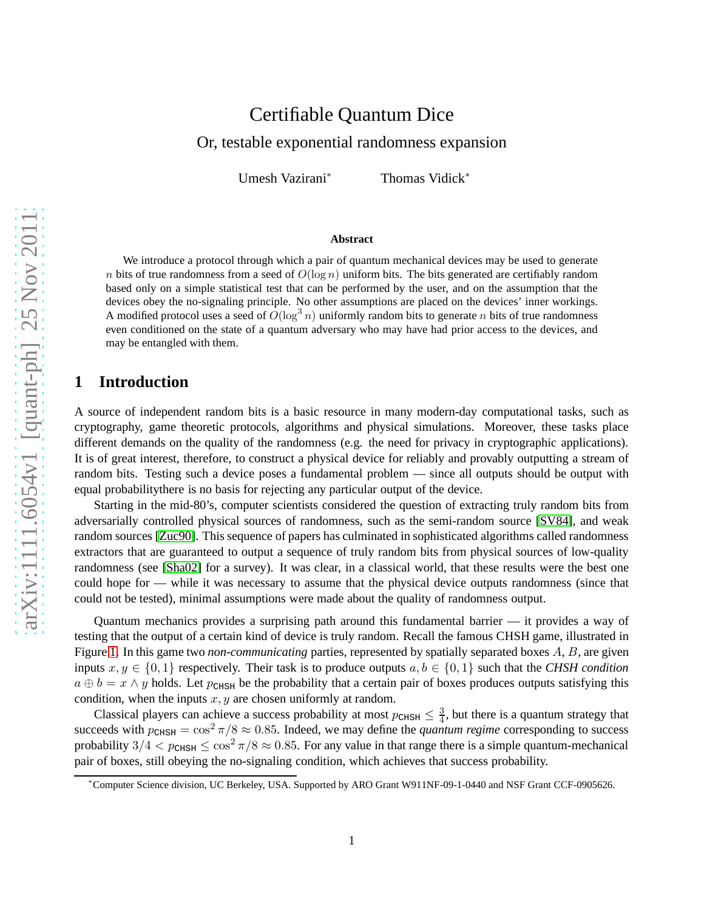# Certifiable Quantum Dice

## Or, testable exponential randomness expansion

Umesh Vazirani* Thomas Vidick*

**Abstract**

We introduce a protocol through which a pair of quantum mechanical devices may be used to generate $n$ bits of true randomness from a seed of $O(\log n)$ uniform bits. The bits generated are certifiably random based only on a simple statistical test that can be performed by the user, and on the assumption that the devices obey the no-signaling principle. No other assumptions are placed on the devices' inner workings. A modified protocol uses a seed of $O(\log^3 n)$ uniformly random bits to generate $n$ bits of true randomness even conditioned on the state of a quantum adversary who may have had prior access to the devices, and may be entangled with them.

## 1 Introduction

A source of independent random bits is a basic resource in many modern-day computational tasks, such as cryptography, game theoretic protocols, algorithms and physical simulations. Moreover, these tasks place different demands on the quality of the randomness (e.g. the need for privacy in cryptographic applications). It is of great interest, therefore, to construct a physical device for reliably and provably outputting a stream of random bits. Testing such a device poses a fundamental problem — since all outputs should be output with equal probabilitythere is no basis for rejecting any particular output of the device.

Starting in the mid-80's, computer scientists considered the question of extracting truly random bits from adversarially controlled physical sources of randomness, such as the semi-random source [SV84], and weak random sources [Zuc90]. This sequence of papers has culminated in sophisticated algorithms called randomness extractors that are guaranteed to output a sequence of truly random bits from physical sources of low-quality randomness (see [Sha02] for a survey). It was clear, in a classical world, that these results were the best one could hope for — while it was necessary to assume that the physical device outputs randomness (since that could not be tested), minimal assumptions were made about the quality of randomness output.

Quantum mechanics provides a surprising path around this fundamental barrier — it provides a way of testing that the output of a certain kind of device is truly random. Recall the famous CHSH game, illustrated in Figure 1. In this game two *non-communicating* parties, represented by spatially separated boxes $A$, $B$, are given inputs $x, y \in \{0,1\}$ respectively. Their task is to produce outputs $a, b \in \{0,1\}$ such that the *CHSH condition* $a \oplus b = x \wedge y$ holds. Let $p_{\mathsf{CHSH}}$ be the probability that a certain pair of boxes produces outputs satisfying this condition, when the inputs $x, y$ are chosen uniformly at random.

Classical players can achieve a success probability at most $p_{\mathsf{CHSH}} \leq \frac{3}{4}$, but there is a quantum strategy that succeeds with $p_{\mathsf{CHSH}} = \cos^2 \pi/8 \approx 0.85$. Indeed, we may define the *quantum regime* corresponding to success probability $3/4 < p_{\mathsf{CHSH}} \leq \cos^2 \pi/8 \approx 0.85$. For any value in that range there is a simple quantum-mechanical pair of boxes, still obeying the no-signaling condition, which achieves that success probability.

*Computer Science division, UC Berkeley, USA. Supported by ARO Grant W911NF-09-1-0440 and NSF Grant CCF-0905626.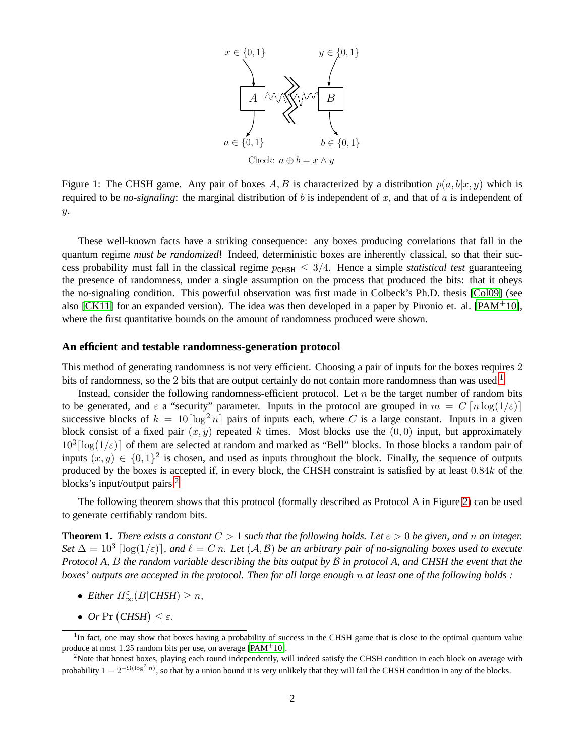Figure 1: The CHSH game. Any pair of boxes $A, B$ is characterized by a distribution $p(a, b|x, y)$ which is required to be ***no-signaling***: the marginal distribution of $b$ is independent of $x$, and that of $a$ is independent of $y$.

These well-known facts have a striking consequence: any boxes producing correlations that fall in the quantum regime *must be randomized*! Indeed, deterministic boxes are inherently classical, so that their success probability must fall in the classical regime $p_{\mathsf{CHSH}} \leq 3/4$. Hence a simple *statistical test* guaranteeing the presence of randomness, under a single assumption on the process that produced the bits: that it obeys the no-signaling condition. This powerful observation was first made in Colbeck's Ph.D. thesis [Col09] (see also [CK11] for an expanded version). The idea was then developed in a paper by Pironio et. al. [PAM+10], where the first quantitative bounds on the amount of randomness produced were shown.

### An efficient and testable randomness-generation protocol

This method of generating randomness is not very efficient. Choosing a pair of inputs for the boxes requires 2 bits of randomness, so the 2 bits that are output certainly do not contain more randomness than was used.[1]

Instead, consider the following randomness-efficient protocol. Let $n$ be the target number of random bits to be generated, and $\varepsilon$ a "security" parameter. Inputs in the protocol are grouped in $m = C\lceil n\log(1/\varepsilon)\rceil$ successive blocks of $k = 10\lceil\log^2 n\rceil$ pairs of inputs each, where $C$ is a large constant. Inputs in a given block consist of a fixed pair $(x, y)$ repeated $k$ times. Most blocks use the $(0, 0)$ input, but approximately $10^3\lceil\log(1/\varepsilon)\rceil$ of them are selected at random and marked as "Bell" blocks. In those blocks a random pair of inputs $(x, y) \in \{0, 1\}^2$ is chosen, and used as inputs throughout the block. Finally, the sequence of outputs produced by the boxes is accepted if, in every block, the CHSH constraint is satisfied by at least $0.84k$ of the blocks's input/output pairs.[2]

The following theorem shows that this protocol (formally described as Protocol A in Figure 2) can be used to generate certifiably random bits.

**Theorem 1.** *There exists a constant $C > 1$ such that the following holds. Let $\varepsilon > 0$ be given, and $n$ an integer. Set $\Delta = 10^3\lceil\log(1/\varepsilon)\rceil$, and $\ell = C\,n$. Let $(\mathcal{A}, \mathcal{B})$ be an arbitrary pair of no-signaling boxes used to execute Protocol A, $B$ the random variable describing the bits output by $\mathcal{B}$ in protocol A, and CHSH the event that the boxes' outputs are accepted in the protocol. Then for all large enough $n$ at least one of the following holds :*

- *Either $H_\infty^\varepsilon(B|\mathit{CHSH}) \geq n$,*
- *Or $\Pr\big(\mathit{CHSH}\big) \leq \varepsilon$.*

[1] In fact, one may show that boxes having a probability of success in the CHSH game that is close to the optimal quantum value produce at most 1.25 random bits per use, on average [PAM+10].

[2] Note that honest boxes, playing each round independently, will indeed satisfy the CHSH condition in each block on average with probability $1 - 2^{-\Omega(\log^2 n)}$, so that by a union bound it is very unlikely that they will fail the CHSH condition in any of the blocks.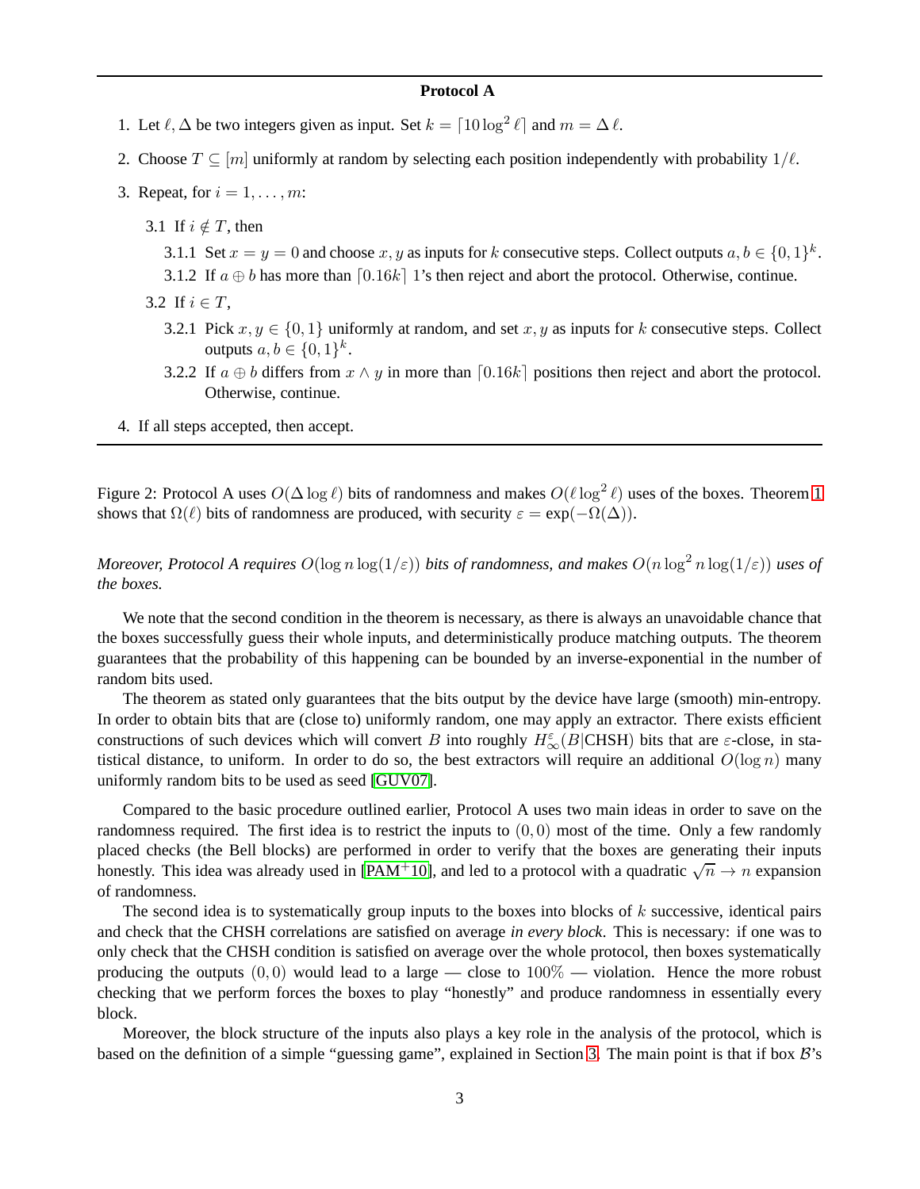---

**Protocol A**

1. Let $\ell, \Delta$ be two integers given as input. Set $k = \lceil 10 \log^2 \ell \rceil$ and $m = \Delta\, \ell$.
2. Choose $T \subseteq [m]$ uniformly at random by selecting each position independently with probability $1/\ell$.
3. Repeat, for $i = 1, \ldots, m$:
   - 3.1 If $i \notin T$, then
     - 3.1.1 Set $x = y = 0$ and choose $x, y$ as inputs for $k$ consecutive steps. Collect outputs $a, b \in \{0,1\}^k$.
     - 3.1.2 If $a \oplus b$ has more than $\lceil 0.16k \rceil$ 1's then reject and abort the protocol. Otherwise, continue.
   - 3.2 If $i \in T$,
     - 3.2.1 Pick $x, y \in \{0,1\}$ uniformly at random, and set $x, y$ as inputs for $k$ consecutive steps. Collect outputs $a, b \in \{0,1\}^k$.
     - 3.2.2 If $a \oplus b$ differs from $x \wedge y$ in more than $\lceil 0.16k \rceil$ positions then reject and abort the protocol. Otherwise, continue.
4. If all steps accepted, then accept.

---

Figure 2: Protocol A uses $O(\Delta \log \ell)$ bits of randomness and makes $O(\ell \log^2 \ell)$ uses of the boxes. Theorem 1 shows that $\Omega(\ell)$ bits of randomness are produced, with security $\varepsilon = \exp(-\Omega(\Delta))$.

*Moreover, Protocol A requires $O(\log n \log(1/\varepsilon))$ bits of randomness, and makes $O(n \log^2 n \log(1/\varepsilon))$ uses of the boxes.*

We note that the second condition in the theorem is necessary, as there is always an unavoidable chance that the boxes successfully guess their whole inputs, and deterministically produce matching outputs. The theorem guarantees that the probability of this happening can be bounded by an inverse-exponential in the number of random bits used.

The theorem as stated only guarantees that the bits output by the device have large (smooth) min-entropy. In order to obtain bits that are (close to) uniformly random, one may apply an extractor. There exists efficient constructions of such devices which will convert $B$ into roughly $H_\infty^\varepsilon(B|\text{CHSH})$ bits that are $\varepsilon$-close, in statistical distance, to uniform. In order to do so, the best extractors will require an additional $O(\log n)$ many uniformly random bits to be used as seed [GUV07].

Compared to the basic procedure outlined earlier, Protocol A uses two main ideas in order to save on the randomness required. The first idea is to restrict the inputs to $(0,0)$ most of the time. Only a few randomly placed checks (the Bell blocks) are performed in order to verify that the boxes are generating their inputs honestly. This idea was already used in [PAM+10], and led to a protocol with a quadratic $\sqrt{n} \to n$ expansion of randomness.

The second idea is to systematically group inputs to the boxes into blocks of $k$ successive, identical pairs and check that the CHSH correlations are satisfied on average *in every block*. This is necessary: if one was to only check that the CHSH condition is satisfied on average over the whole protocol, then boxes systematically producing the outputs $(0,0)$ would lead to a large — close to 100% — violation. Hence the more robust checking that we perform forces the boxes to play "honestly" and produce randomness in essentially every block.

Moreover, the block structure of the inputs also plays a key role in the analysis of the protocol, which is based on the definition of a simple "guessing game", explained in Section 3. The main point is that if box $\mathcal{B}$'s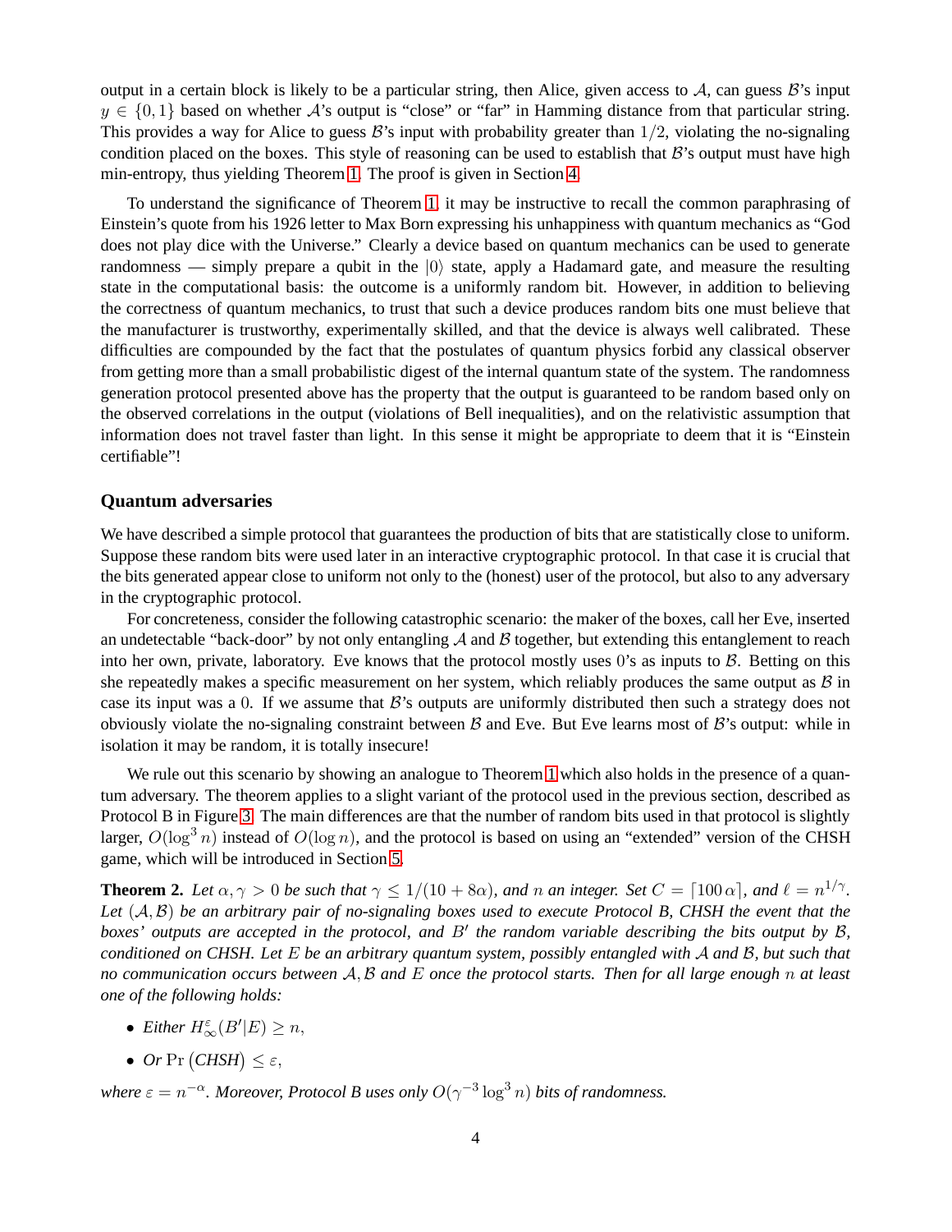output in a certain block is likely to be a particular string, then Alice, given access to $\mathcal{A}$, can guess $\mathcal{B}$'s input $y \in \{0,1\}$ based on whether $\mathcal{A}$'s output is "close" or "far" in Hamming distance from that particular string. This provides a way for Alice to guess $\mathcal{B}$'s input with probability greater than $1/2$, violating the no-signaling condition placed on the boxes. This style of reasoning can be used to establish that $\mathcal{B}$'s output must have high min-entropy, thus yielding Theorem 1. The proof is given in Section 4.

To understand the significance of Theorem 1, it may be instructive to recall the common paraphrasing of Einstein's quote from his 1926 letter to Max Born expressing his unhappiness with quantum mechanics as "God does not play dice with the Universe." Clearly a device based on quantum mechanics can be used to generate randomness — simply prepare a qubit in the $|0\rangle$ state, apply a Hadamard gate, and measure the resulting state in the computational basis: the outcome is a uniformly random bit. However, in addition to believing the correctness of quantum mechanics, to trust that such a device produces random bits one must believe that the manufacturer is trustworthy, experimentally skilled, and that the device is always well calibrated. These difficulties are compounded by the fact that the postulates of quantum physics forbid any classical observer from getting more than a small probabilistic digest of the internal quantum state of the system. The randomness generation protocol presented above has the property that the output is guaranteed to be random based only on the observed correlations in the output (violations of Bell inequalities), and on the relativistic assumption that information does not travel faster than light. In this sense it might be appropriate to deem that it is "Einstein certifiable"!

### Quantum adversaries

We have described a simple protocol that guarantees the production of bits that are statistically close to uniform. Suppose these random bits were used later in an interactive cryptographic protocol. In that case it is crucial that the bits generated appear close to uniform not only to the (honest) user of the protocol, but also to any adversary in the cryptographic protocol.

For concreteness, consider the following catastrophic scenario: the maker of the boxes, call her Eve, inserted an undetectable "back-door" by not only entangling $\mathcal{A}$ and $\mathcal{B}$ together, but extending this entanglement to reach into her own, private, laboratory. Eve knows that the protocol mostly uses 0's as inputs to $\mathcal{B}$. Betting on this she repeatedly makes a specific measurement on her system, which reliably produces the same output as $\mathcal{B}$ in case its input was a 0. If we assume that $\mathcal{B}$'s outputs are uniformly distributed then such a strategy does not obviously violate the no-signaling constraint between $\mathcal{B}$ and Eve. But Eve learns most of $\mathcal{B}$'s output: while in isolation it may be random, it is totally insecure!

We rule out this scenario by showing an analogue to Theorem 1 which also holds in the presence of a quantum adversary. The theorem applies to a slight variant of the protocol used in the previous section, described as Protocol B in Figure 3. The main differences are that the number of random bits used in that protocol is slightly larger, $O(\log^3 n)$ instead of $O(\log n)$, and the protocol is based on using an "extended" version of the CHSH game, which will be introduced in Section 5.

**Theorem 2.** *Let $\alpha, \gamma > 0$ be such that $\gamma \leq 1/(10+8\alpha)$, and $n$ an integer. Set $C = \lceil 100\,\alpha \rceil$, and $\ell = n^{1/\gamma}$. Let $(\mathcal{A}, \mathcal{B})$ be an arbitrary pair of no-signaling boxes used to execute Protocol B, CHSH the event that the boxes' outputs are accepted in the protocol, and $B'$ the random variable describing the bits output by $\mathcal{B}$, conditioned on CHSH. Let $E$ be an arbitrary quantum system, possibly entangled with $\mathcal{A}$ and $\mathcal{B}$, but such that no communication occurs between $\mathcal{A}, \mathcal{B}$ and $E$ once the protocol starts. Then for all large enough $n$ at least one of the following holds:*

- *Either $H_\infty^\varepsilon(B'|E) \geq n$,*
- *Or $\Pr(\mathit{CHSH}) \leq \varepsilon$,*

*where $\varepsilon = n^{-\alpha}$. Moreover, Protocol B uses only $O(\gamma^{-3}\log^3 n)$ bits of randomness.*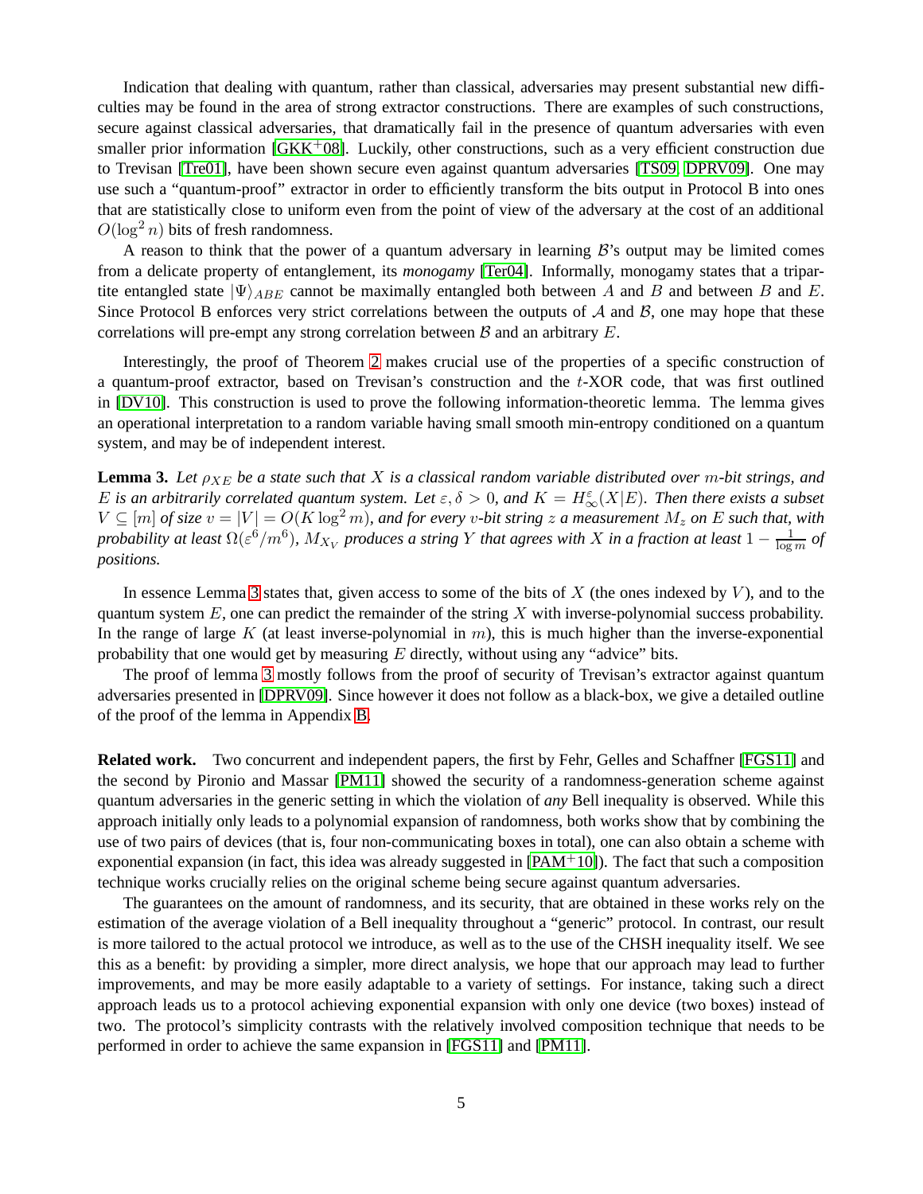Indication that dealing with quantum, rather than classical, adversaries may present substantial new difficulties may be found in the area of strong extractor constructions. There are examples of such constructions, secure against classical adversaries, that dramatically fail in the presence of quantum adversaries with even smaller prior information [GKK+08]. Luckily, other constructions, such as a very efficient construction due to Trevisan [Tre01], have been shown secure even against quantum adversaries [TS09, DPRV09]. One may use such a "quantum-proof" extractor in order to efficiently transform the bits output in Protocol B into ones that are statistically close to uniform even from the point of view of the adversary at the cost of an additional $O(\log^2 n)$ bits of fresh randomness.

A reason to think that the power of a quantum adversary in learning $\mathcal{B}$'s output may be limited comes from a delicate property of entanglement, its *monogamy* [Ter04]. Informally, monogamy states that a tripartite entangled state $|\Psi\rangle_{ABE}$ cannot be maximally entangled both between $A$ and $B$ and between $B$ and $E$. Since Protocol B enforces very strict correlations between the outputs of $\mathcal{A}$ and $\mathcal{B}$, one may hope that these correlations will pre-empt any strong correlation between $\mathcal{B}$ and an arbitrary $E$.

Interestingly, the proof of Theorem 2 makes crucial use of the properties of a specific construction of a quantum-proof extractor, based on Trevisan's construction and the $t$-XOR code, that was first outlined in [DV10]. This construction is used to prove the following information-theoretic lemma. The lemma gives an operational interpretation to a random variable having small smooth min-entropy conditioned on a quantum system, and may be of independent interest.

**Lemma 3.** *Let $\rho_{XE}$ be a state such that $X$ is a classical random variable distributed over $m$-bit strings, and $E$ is an arbitrarily correlated quantum system. Let $\varepsilon, \delta > 0$, and $K = H_\infty^\varepsilon(X|E)$. Then there exists a subset $V \subseteq [m]$ of size $v = |V| = O(K \log^2 m)$, and for every $v$-bit string $z$ a measurement $M_z$ on $E$ such that, with probability at least $\Omega(\varepsilon^6/m^6)$, $M_{X_V}$ produces a string $Y$ that agrees with $X$ in a fraction at least $1 - \frac{1}{\log m}$ of positions.*

In essence Lemma 3 states that, given access to some of the bits of $X$ (the ones indexed by $V$), and to the quantum system $E$, one can predict the remainder of the string $X$ with inverse-polynomial success probability. In the range of large $K$ (at least inverse-polynomial in $m$), this is much higher than the inverse-exponential probability that one would get by measuring $E$ directly, without using any "advice" bits.

The proof of lemma 3 mostly follows from the proof of security of Trevisan's extractor against quantum adversaries presented in [DPRV09]. Since however it does not follow as a black-box, we give a detailed outline of the proof of the lemma in Appendix B.

**Related work.** Two concurrent and independent papers, the first by Fehr, Gelles and Schaffner [FGS11] and the second by Pironio and Massar [PM11] showed the security of a randomness-generation scheme against quantum adversaries in the generic setting in which the violation of *any* Bell inequality is observed. While this approach initially only leads to a polynomial expansion of randomness, both works show that by combining the use of two pairs of devices (that is, four non-communicating boxes in total), one can also obtain a scheme with exponential expansion (in fact, this idea was already suggested in [PAM+10]). The fact that such a composition technique works crucially relies on the original scheme being secure against quantum adversaries.

The guarantees on the amount of randomness, and its security, that are obtained in these works rely on the estimation of the average violation of a Bell inequality throughout a "generic" protocol. In contrast, our result is more tailored to the actual protocol we introduce, as well as to the use of the CHSH inequality itself. We see this as a benefit: by providing a simpler, more direct analysis, we hope that our approach may lead to further improvements, and may be more easily adaptable to a variety of settings. For instance, taking such a direct approach leads us to a protocol achieving exponential expansion with only one device (two boxes) instead of two. The protocol's simplicity contrasts with the relatively involved composition technique that needs to be performed in order to achieve the same expansion in [FGS11] and [PM11].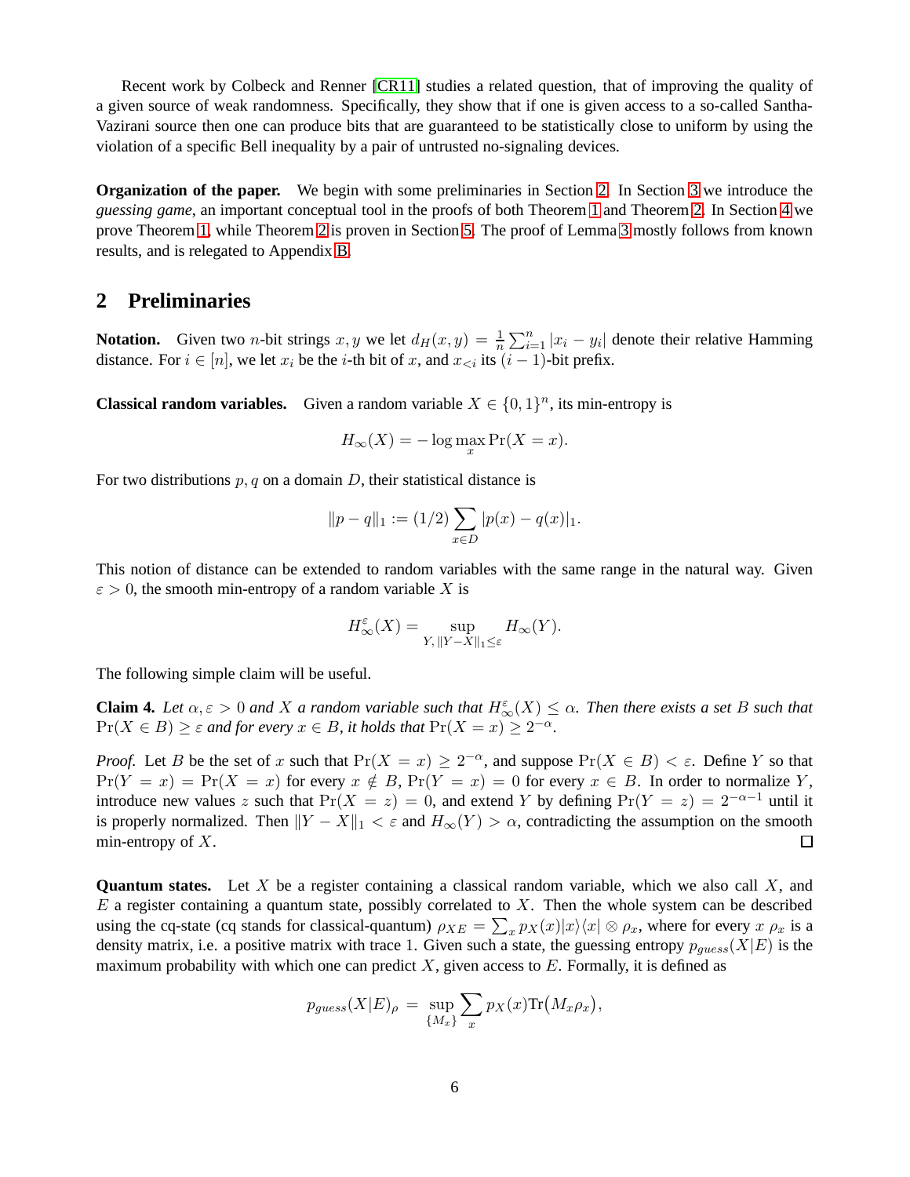Recent work by Colbeck and Renner [CR11] studies a related question, that of improving the quality of a given source of weak randomness. Specifically, they show that if one is given access to a so-called Santha-Vazirani source then one can produce bits that are guaranteed to be statistically close to uniform by using the violation of a specific Bell inequality by a pair of untrusted no-signaling devices.

**Organization of the paper.** We begin with some preliminaries in Section 2. In Section 3 we introduce the *guessing game*, an important conceptual tool in the proofs of both Theorem 1 and Theorem 2. In Section 4 we prove Theorem 1, while Theorem 2 is proven in Section 5. The proof of Lemma 3 mostly follows from known results, and is relegated to Appendix B.

## 2 Preliminaries

**Notation.** Given two $n$-bit strings $x, y$ we let $d_H(x,y) = \frac{1}{n}\sum_{i=1}^n |x_i - y_i|$ denote their relative Hamming distance. For $i \in [n]$, we let $x_i$ be the $i$-th bit of $x$, and $x_{<i}$ its $(i-1)$-bit prefix.

**Classical random variables.** Given a random variable $X \in \{0,1\}^n$, its min-entropy is

$$H_\infty(X) = -\log \max_x \Pr(X = x).$$

For two distributions $p, q$ on a domain $D$, their statistical distance is

$$\|p - q\|_1 := (1/2) \sum_{x \in D} |p(x) - q(x)|_1.$$

This notion of distance can be extended to random variables with the same range in the natural way. Given $\varepsilon > 0$, the smooth min-entropy of a random variable $X$ is

$$H_\infty^\varepsilon(X) = \sup_{Y,\, \|Y - X\|_1 \leq \varepsilon} H_\infty(Y).$$

The following simple claim will be useful.

**Claim 4.** *Let $\alpha, \varepsilon > 0$ and $X$ a random variable such that $H_\infty^\varepsilon(X) \leq \alpha$. Then there exists a set $B$ such that $\Pr(X \in B) \geq \varepsilon$ and for every $x \in B$, it holds that $\Pr(X = x) \geq 2^{-\alpha}$.*

*Proof.* Let $B$ be the set of $x$ such that $\Pr(X = x) \geq 2^{-\alpha}$, and suppose $\Pr(X \in B) < \varepsilon$. Define $Y$ so that $\Pr(Y = x) = \Pr(X = x)$ for every $x \notin B$, $\Pr(Y = x) = 0$ for every $x \in B$. In order to normalize $Y$, introduce new values $z$ such that $\Pr(X = z) = 0$, and extend $Y$ by defining $\Pr(Y = z) = 2^{-\alpha-1}$ until it is properly normalized. Then $\|Y - X\|_1 < \varepsilon$ and $H_\infty(Y) > \alpha$, contradicting the assumption on the smooth min-entropy of $X$. $\square$

**Quantum states.** Let $X$ be a register containing a classical random variable, which we also call $X$, and $E$ a register containing a quantum state, possibly correlated to $X$. Then the whole system can be described using the cq-state (cq stands for classical-quantum) $\rho_{XE} = \sum_x p_X(x)|x\rangle\langle x| \otimes \rho_x$, where for every $x$ $\rho_x$ is a density matrix, i.e. a positive matrix with trace 1. Given such a state, the guessing entropy $p_{guess}(X|E)$ is the maximum probability with which one can predict $X$, given access to $E$. Formally, it is defined as

$$p_{guess}(X|E)_\rho = \sup_{\{M_x\}} \sum_x p_X(x) \mathrm{Tr}\big(M_x \rho_x\big),$$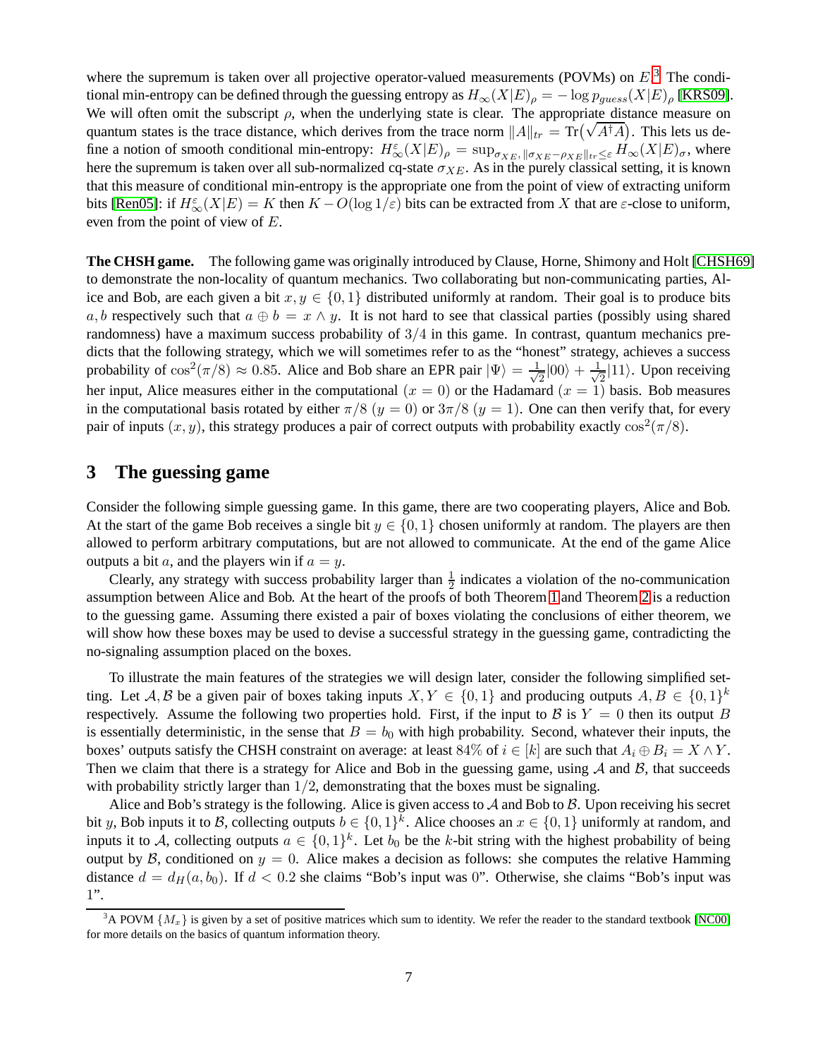where the supremum is taken over all projective operator-valued measurements (POVMs) on $E$.[3] The conditional min-entropy can be defined through the guessing entropy as $H_\infty(X|E)_\rho = -\log p_{guess}(X|E)_\rho$ [KRS09]. We will often omit the subscript $\rho$, when the underlying state is clear. The appropriate distance measure on quantum states is the trace distance, which derives from the trace norm $\|A\|_{tr} = \mathrm{Tr}\big(\sqrt{A^\dagger A}\big)$. This lets us define a notion of smooth conditional min-entropy: $H^\varepsilon_\infty(X|E)_\rho = \sup_{\sigma_{XE},\|\sigma_{XE}-\rho_{XE}\|_{tr}\leq\varepsilon} H_\infty(X|E)_\sigma$, where here the supremum is taken over all sub-normalized cq-state $\sigma_{XE}$. As in the purely classical setting, it is known that this measure of conditional min-entropy is the appropriate one from the point of view of extracting uniform bits [Ren05]: if $H^\varepsilon_\infty(X|E) = K$ then $K - O(\log 1/\varepsilon)$ bits can be extracted from $X$ that are $\varepsilon$-close to uniform, even from the point of view of $E$.

**The CHSH game.** The following game was originally introduced by Clause, Horne, Shimony and Holt [CHSH69] to demonstrate the non-locality of quantum mechanics. Two collaborating but non-communicating parties, Alice and Bob, are each given a bit $x, y \in \{0,1\}$ distributed uniformly at random. Their goal is to produce bits $a, b$ respectively such that $a \oplus b = x \wedge y$. It is not hard to see that classical parties (possibly using shared randomness) have a maximum success probability of $3/4$ in this game. In contrast, quantum mechanics predicts that the following strategy, which we will sometimes refer to as the "honest" strategy, achieves a success probability of $\cos^2(\pi/8) \approx 0.85$. Alice and Bob share an EPR pair $|\Psi\rangle = \frac{1}{\sqrt{2}}|00\rangle + \frac{1}{\sqrt{2}}|11\rangle$. Upon receiving her input, Alice measures either in the computational $(x = 0)$ or the Hadamard $(x = 1)$ basis. Bob measures in the computational basis rotated by either $\pi/8$ $(y = 0)$ or $3\pi/8$ $(y = 1)$. One can then verify that, for every pair of inputs $(x, y)$, this strategy produces a pair of correct outputs with probability exactly $\cos^2(\pi/8)$.

## 3 The guessing game

Consider the following simple guessing game. In this game, there are two cooperating players, Alice and Bob. At the start of the game Bob receives a single bit $y \in \{0,1\}$ chosen uniformly at random. The players are then allowed to perform arbitrary computations, but are not allowed to communicate. At the end of the game Alice outputs a bit $a$, and the players win if $a = y$.

Clearly, any strategy with success probability larger than $\frac{1}{2}$ indicates a violation of the no-communication assumption between Alice and Bob. At the heart of the proofs of both Theorem 1 and Theorem 2 is a reduction to the guessing game. Assuming there existed a pair of boxes violating the conclusions of either theorem, we will show how these boxes may be used to devise a successful strategy in the guessing game, contradicting the no-signaling assumption placed on the boxes.

To illustrate the main features of the strategies we will design later, consider the following simplified setting. Let $\mathcal{A}, \mathcal{B}$ be a given pair of boxes taking inputs $X, Y \in \{0,1\}$ and producing outputs $A, B \in \{0,1\}^k$ respectively. Assume the following two properties hold. First, if the input to $\mathcal{B}$ is $Y = 0$ then $\mathcal{B}$ is essentially deterministic, in the sense that $B = b_0$ with high probability. Second, whatever their inputs, the boxes' outputs satisfy the CHSH constraint on average: at least 84% of $i \in [k]$ are such that $A_i \oplus B_i = X \wedge Y$. Then we claim that there is a strategy for Alice and Bob in the guessing game, using $\mathcal{A}$ and $\mathcal{B}$, that succeeds with probability strictly larger than $1/2$, demonstrating that the boxes must be signaling.

Alice and Bob's strategy is the following. Alice is given access to $\mathcal{A}$ and Bob to $\mathcal{B}$. Upon receiving his secret bit $y$, Bob inputs it to $\mathcal{B}$, collecting outputs $b \in \{0,1\}^k$. Alice chooses an $x \in \{0,1\}$ uniformly at random, and inputs it to $\mathcal{A}$, collecting outputs $a \in \{0,1\}^k$. Let $b_0$ be the $k$-bit string with the highest probability of being output by $\mathcal{B}$, conditioned on $y = 0$. Alice makes a decision as follows: she computes the relative Hamming distance $d = d_H(a, b_0)$. If $d < 0.2$ she claims "Bob's input was 0". Otherwise, she claims "Bob's input was 1".

[3] A POVM $\{M_x\}$ is given by a set of positive matrices which sum to identity. We refer the reader to the standard textbook [NC00] for more details on the basics of quantum information theory.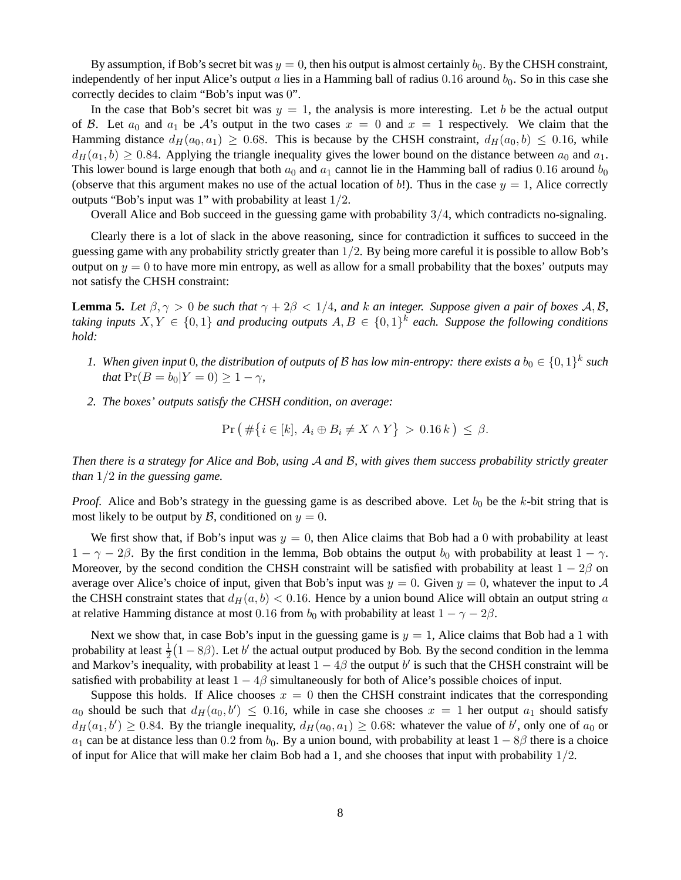By assumption, if Bob's secret bit was $y = 0$, then his output is almost certainly $b_0$. By the CHSH constraint, independently of her input Alice's output $a$ lies in a Hamming ball of radius $0.16$ around $b_0$. So in this case she correctly decides to claim "Bob's input was 0".

In the case that Bob's secret bit was $y = 1$, the analysis is more interesting. Let $b$ be the actual output of $\mathcal{B}$. Let $a_0$ and $a_1$ be $\mathcal{A}$'s output in the two cases $x = 0$ and $x = 1$ respectively. We claim that the Hamming distance $d_H(a_0, a_1) \geq 0.68$. This is because by the CHSH constraint, $d_H(a_0, b) \leq 0.16$, while $d_H(a_1, b) \geq 0.84$. Applying the triangle inequality gives the lower bound on the distance between $a_0$ and $a_1$. This lower bound is large enough that both $a_0$ and $a_1$ cannot lie in the Hamming ball of radius $0.16$ around $b_0$ (observe that this argument makes no use of the actual location of $b$!). Thus in the case $y = 1$, Alice correctly outputs "Bob's input was 1" with probability at least $1/2$.

Overall Alice and Bob succeed in the guessing game with probability $3/4$, which contradicts no-signaling.

Clearly there is a lot of slack in the above reasoning, since for contradiction it suffices to succeed in the guessing game with any probability strictly greater than $1/2$. By being more careful it is possible to allow Bob's output on $y = 0$ to have more min entropy, as well as allow for a small probability that the boxes' outputs may not satisfy the CHSH constraint:

**Lemma 5.** *Let $\beta, \gamma > 0$ be such that $\gamma + 2\beta < 1/4$, and $k$ an integer. Suppose given a pair of boxes $\mathcal{A}, \mathcal{B}$, taking inputs $X, Y \in \{0, 1\}$ and producing outputs $A, B \in \{0, 1\}^k$ each. Suppose the following conditions hold:*

1. *When given input 0, the distribution of outputs of $\mathcal{B}$ has low min-entropy: there exists a $b_0 \in \{0, 1\}^k$ such that $\Pr(B = b_0 | Y = 0) \geq 1 - \gamma$,*
2. *The boxes' outputs satisfy the CHSH condition, on average:*

$$\Pr\big( \#\{i \in [k],\, A_i \oplus B_i \neq X \wedge Y\} \,>\, 0.16\, k \big) \,\leq\, \beta.$$

*Then there is a strategy for Alice and Bob, using $\mathcal{A}$ and $\mathcal{B}$, with gives them success probability strictly greater than $1/2$ in the guessing game.*

*Proof.* Alice and Bob's strategy in the guessing game is as described above. Let $b_0$ be the $k$-bit string that is most likely to be output by $\mathcal{B}$, conditioned on $y = 0$.

We first show that, if Bob's input was $y = 0$, then Alice claims that Bob had a 0 with probability at least $1 - \gamma - 2\beta$. By the first condition in the lemma, Bob obtains the output $b_0$ with probability at least $1 - \gamma$. Moreover, by the second condition the CHSH constraint will be satisfied with probability at least $1 - 2\beta$ on average over Alice's choice of input, given that Bob's input was $y = 0$. Given $y = 0$, whatever the input to $\mathcal{A}$ the CHSH constraint states that $d_H(a, b) < 0.16$. Hence by a union bound Alice will obtain an output string $a$ at relative Hamming distance at most $0.16$ from $b_0$ with probability at least $1 - \gamma - 2\beta$.

Next we show that, in case Bob's input in the guessing game is $y = 1$, Alice claims that Bob had a 1 with probability at least $\frac{1}{2}(1 - 8\beta)$. Let $b'$ the actual output produced by Bob. By the second condition in the lemma and Markov's inequality, with probability at least $1 - 4\beta$ the output $b'$ is such that the CHSH constraint will be satisfied with probability at least $1 - 4\beta$ simultaneously for both of Alice's possible choices of input.

Suppose this holds. If Alice chooses $x = 0$ then the CHSH constraint indicates that the corresponding $a_0$ should be such that $d_H(a_0, b') \leq 0.16$, while in case she chooses $x = 1$ her output $a_1$ should satisfy $d_H(a_1, b') \geq 0.84$. By the triangle inequality, $d_H(a_0, a_1) \geq 0.68$: whatever the value of $b'$, only one of $a_0$ or $a_1$ can be at distance less than $0.2$ from $b_0$. By a union bound, with probability at least $1 - 8\beta$ there is a choice of input for Alice that will make her claim Bob had a 1, and she chooses that input with probability $1/2$.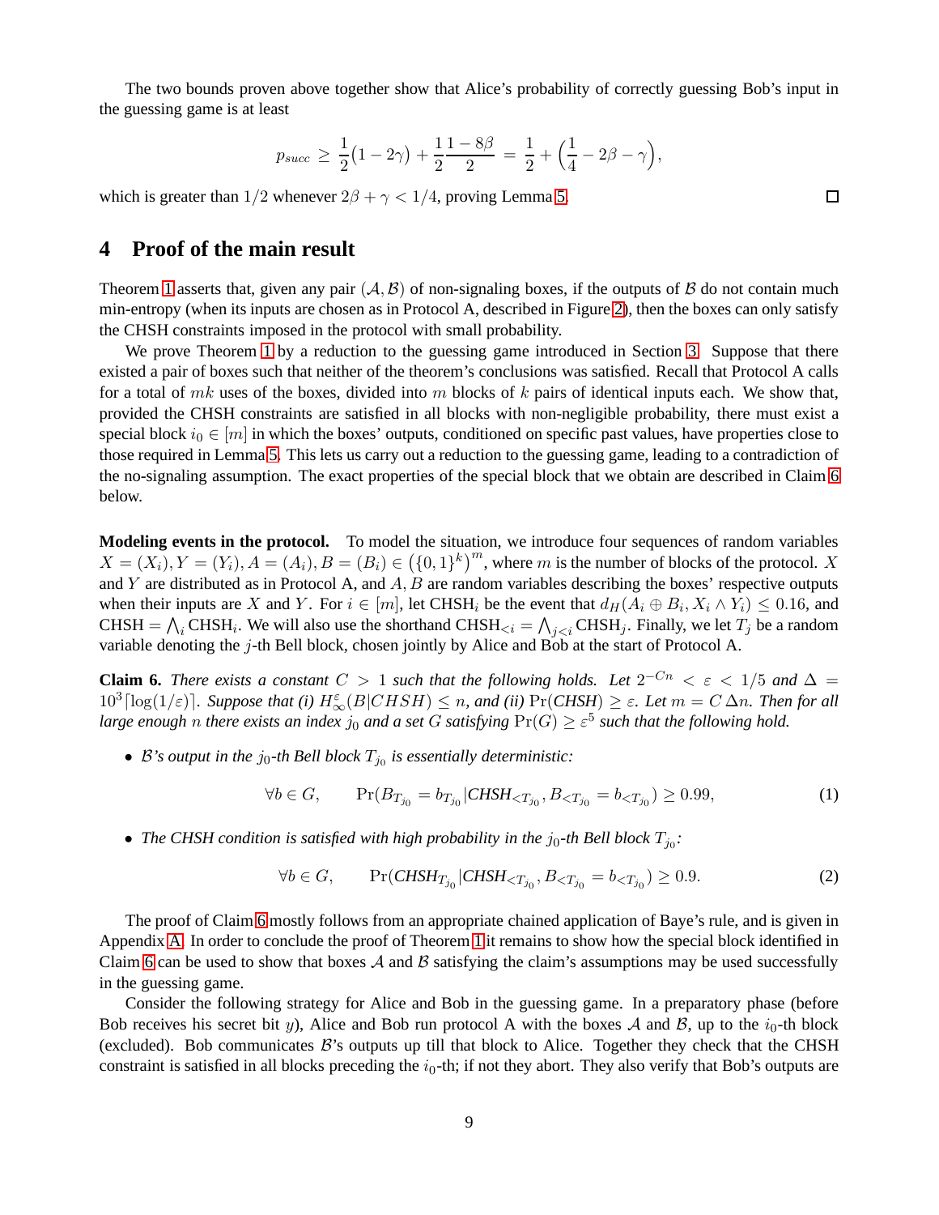The two bounds proven above together show that Alice's probability of correctly guessing Bob's input in the guessing game is at least

$$p_{succ} \geq \frac{1}{2}(1 - 2\gamma) + \frac{1}{2}\frac{1 - 8\beta}{2} = \frac{1}{2} + \Big(\frac{1}{4} - 2\beta - \gamma\Big),$$

which is greater than $1/2$ whenever $2\beta + \gamma < 1/4$, proving Lemma 5. □

## 4 Proof of the main result

Theorem 1 asserts that, given any pair $(\mathcal{A}, \mathcal{B})$ of non-signaling boxes, if the outputs of $\mathcal{B}$ do not contain much min-entropy (when its inputs are chosen as in Protocol A, described in Figure 2), then the boxes can only satisfy the CHSH constraints imposed in the protocol with small probability.

We prove Theorem 1 by a reduction to the guessing game introduced in Section 3. Suppose that there existed a pair of boxes such that neither of the theorem's conclusions was satisfied. Recall that Protocol A calls for a total of $mk$ uses of the boxes, divided into $m$ blocks of $k$ pairs of identical inputs each. We show that, provided the CHSH constraints are satisfied in all blocks with non-negligible probability, there must exist a special block $i_0 \in [m]$ in which the boxes' outputs, conditioned on specific past values, have properties close to those required in Lemma 5. This lets us carry out a reduction to the guessing game, leading to a contradiction of the no-signaling assumption. The exact properties of the special block that we obtain are described in Claim 6 below.

**Modeling events in the protocol.** To model the situation, we introduce four sequences of random variables $X = (X_i), Y = (Y_i), A = (A_i), B = (B_i) \in \big(\{0,1\}^k\big)^m$, where $m$ is the number of blocks of the protocol. $X$ and $Y$ are distributed as in Protocol A, and $A, B$ are random variables describing the boxes' respective outputs when their inputs are $X$ and $Y$. For $i \in [m]$, let $\text{CHSH}_i$ be the event that $d_H(A_i \oplus B_i, X_i \wedge Y_i) \leq 0.16$, and $\text{CHSH} = \bigwedge_i \text{CHSH}_i$. We will also use the shorthand $\text{CHSH}_{<i} = \bigwedge_{j<i} \text{CHSH}_j$. Finally, we let $T_j$ be a random variable denoting the $j$-th Bell block, chosen jointly by Alice and Bob at the start of Protocol A.

**Claim 6.** *There exists a constant $C > 1$ such that the following holds. Let $2^{-Cn} < \varepsilon < 1/5$ and $\Delta = 10^3\lceil\log(1/\varepsilon)\rceil$. Suppose that (i) $H_\infty^\varepsilon(B|CHSH) \leq n$, and (ii) $\Pr(CHSH) \geq \varepsilon$. Let $m = C\,\Delta n$. Then for all large enough $n$ there exists an index $j_0$ and a set $G$ satisfying $\Pr(G) \geq \varepsilon^5$ such that the following hold.*

- *$\mathcal{B}$'s output in the $j_0$-th Bell block $T_{j_0}$ is essentially deterministic:*

$$\forall b \in G, \qquad \Pr(B_{T_{j_0}} = b_{T_{j_0}} | CHSH_{<T_{j_0}}, B_{<T_{j_0}} = b_{<T_{j_0}}) \geq 0.99, \tag{1}$$

- *The CHSH condition is satisfied with high probability in the $j_0$-th Bell block $T_{j_0}$:*

$$\forall b \in G, \qquad \Pr(CHSH_{T_{j_0}} | CHSH_{<T_{j_0}}, B_{<T_{j_0}} = b_{<T_{j_0}}) \geq 0.9. \tag{2}$$

The proof of Claim 6 mostly follows from an appropriate chained application of Baye's rule, and is given in Appendix A. In order to conclude the proof of Theorem 1 it remains to show how the special block identified in Claim 6 can be used to show that boxes $\mathcal{A}$ and $\mathcal{B}$ satisfying the claim's assumptions may be used successfully in the guessing game.

Consider the following strategy for Alice and Bob in the guessing game. In a preparatory phase (before Bob receives his secret bit $y$), Alice and Bob run protocol A with the boxes $\mathcal{A}$ and $\mathcal{B}$, up to the $i_0$-th block (excluded). Bob communicates $\mathcal{B}$'s outputs up till that block to Alice. Together they check that the CHSH constraint is satisfied in all blocks preceding the $i_0$-th; if not they abort. They also verify that Bob's outputs are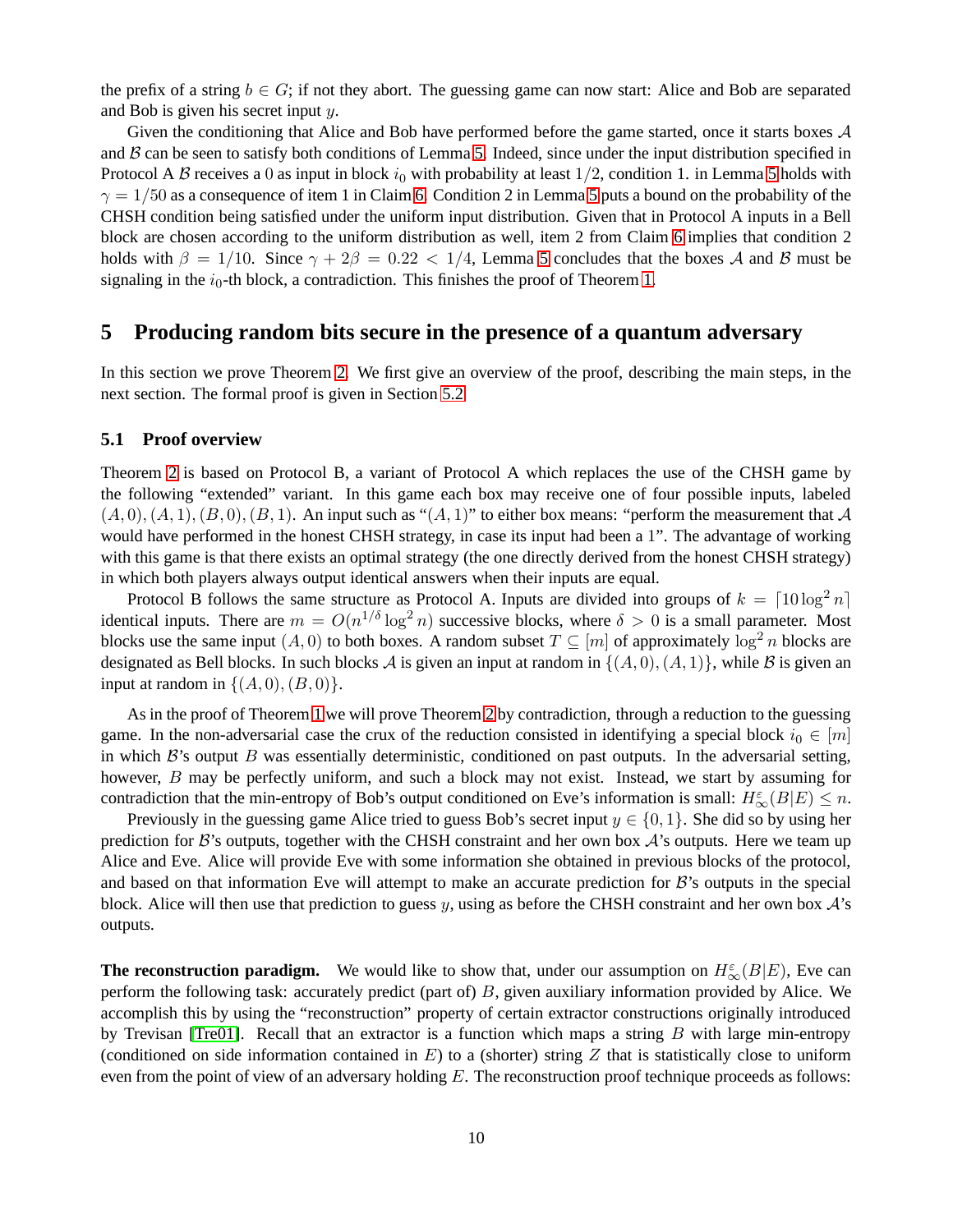the prefix of a string $b \in G$; if not they abort. The guessing game can now start: Alice and Bob are separated and Bob is given his secret input $y$.

Given the conditioning that Alice and Bob have performed before the game started, once it starts boxes $\mathcal{A}$ and $\mathcal{B}$ can be seen to satisfy both conditions of Lemma 5. Indeed, since under the input distribution specified in Protocol A $\mathcal{B}$ receives a 0 as input in block $i_0$ with probability at least $1/2$, condition 1. in Lemma 5 holds with $\gamma = 1/50$ as a consequence of item 1 in Claim 6. Condition 2 in Lemma 5 puts a bound on the probability of the CHSH condition being satisfied under the uniform input distribution. Given that in Protocol A inputs in a Bell block are chosen according to the uniform distribution as well, item 2 from Claim 6 implies that condition 2 holds with $\beta = 1/10$. Since $\gamma + 2\beta = 0.22 < 1/4$, Lemma 5 concludes that the boxes $\mathcal{A}$ and $\mathcal{B}$ must be signaling in the $i_0$-th block, a contradiction. This finishes the proof of Theorem 1.

## 5 Producing random bits secure in the presence of a quantum adversary

In this section we prove Theorem 2. We first give an overview of the proof, describing the main steps, in the next section. The formal proof is given in Section 5.2.

### 5.1 Proof overview

Theorem 2 is based on Protocol B, a variant of Protocol A which replaces the use of the CHSH game by the following "extended" variant. In this game each box may receive one of four possible inputs, labeled $(A, 0), (A, 1), (B, 0), (B, 1)$. An input such as "$(A, 1)$" to either box means: "perform the measurement that $\mathcal{A}$ would have performed in the honest CHSH strategy, in case its input had been a 1". The advantage of working with this game is that there exists an optimal strategy (the one directly derived from the honest CHSH strategy) in which both players always output identical answers when their inputs are equal.

Protocol B follows the same structure as Protocol A. Inputs are divided into groups of $k = \lceil 10 \log^2 n \rceil$ identical inputs. There are $m = O(n^{1/\delta} \log^2 n)$ successive blocks, where $\delta > 0$ is a small parameter. Most blocks use the same input $(A, 0)$ to both boxes. A random subset $T \subseteq [m]$ of approximately $\log^2 n$ blocks are designated as Bell blocks. In such blocks $\mathcal{A}$ is given an input at random in $\{(A, 0), (A, 1)\}$, while $\mathcal{B}$ is given an input at random in $\{(A, 0), (B, 0)\}$.

As in the proof of Theorem 1 we will prove Theorem 2 by contradiction, through a reduction to the guessing game. In the non-adversarial case the crux of the reduction consisted in identifying a special block $i_0 \in [m]$ in which $\mathcal{B}$'s output $B$ was essentially deterministic, conditioned on past outputs. In the adversarial setting, however, $B$ may be perfectly uniform, and such a block may not exist. Instead, we start by assuming for contradiction that the min-entropy of Bob's output conditioned on Eve's information is small: $H_\infty^\varepsilon(B|E) \leq n$.

Previously in the guessing game Alice tried to guess Bob's secret input $y \in \{0, 1\}$. She did so by using her prediction for $\mathcal{B}$'s outputs, together with the CHSH constraint and her own box $\mathcal{A}$'s outputs. Here we team up Alice and Eve. Alice will provide Eve with some information she obtained in previous blocks of the protocol, and based on that information Eve will attempt to make an accurate prediction for $\mathcal{B}$'s outputs in the special block. Alice will then use that prediction to guess $y$, using as before the CHSH constraint and her own box $\mathcal{A}$'s outputs.

**The reconstruction paradigm.** We would like to show that, under our assumption on $H_\infty^\varepsilon(B|E)$, Eve can perform the following task: accurately predict (part of) $B$, given auxiliary information provided by Alice. We accomplish this by using the "reconstruction" property of certain extractor constructions originally introduced by Trevisan [Tre01]. Recall that an extractor is a function which maps a string $B$ with large min-entropy (conditioned on side information contained in $E$) to a (shorter) string $Z$ that is statistically close to uniform even from the point of view of an adversary holding $E$. The reconstruction proof technique proceeds as follows: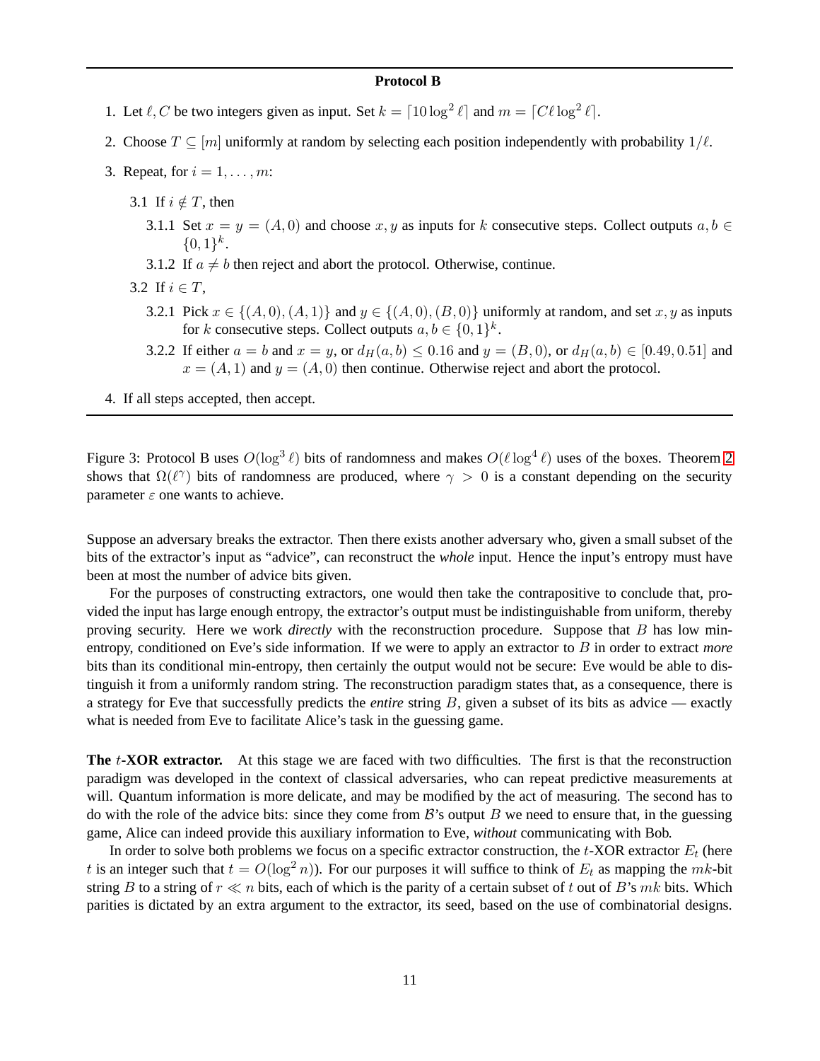**Protocol B**

1. Let $\ell, C$ be two integers given as input. Set $k = \lceil 10 \log^2 \ell \rceil$ and $m = \lceil C\ell \log^2 \ell \rceil$.
2. Choose $T \subseteq [m]$ uniformly at random by selecting each position independently with probability $1/\ell$.
3. Repeat, for $i = 1, \ldots, m$:

   3.1 If $i \notin T$, then

   3.1.1 Set $x = y = (A, 0)$ and choose $x, y$ as inputs for $k$ consecutive steps. Collect outputs $a, b \in \{0,1\}^k$.

   3.1.2 If $a \neq b$ then reject and abort the protocol. Otherwise, continue.

   3.2 If $i \in T$,

   3.2.1 Pick $x \in \{(A,0),(A,1)\}$ and $y \in \{(A,0),(B,0)\}$ uniformly at random, and set $x, y$ as inputs for $k$ consecutive steps. Collect outputs $a, b \in \{0,1\}^k$.

   3.2.2 If either $a = b$ and $x = y$, or $d_H(a,b) \leq 0.16$ and $y = (B,0)$, or $d_H(a,b) \in [0.49, 0.51]$ and $x = (A,1)$ and $y = (A,0)$ then continue. Otherwise reject and abort the protocol.
4. If all steps accepted, then accept.

Figure 3: Protocol B uses $O(\log^3 \ell)$ bits of randomness and makes $O(\ell \log^4 \ell)$ uses of the boxes. Theorem 2 shows that $\Omega(\ell^\gamma)$ bits of randomness are produced, where $\gamma > 0$ is a constant depending on the security parameter $\varepsilon$ one wants to achieve.

Suppose an adversary breaks the extractor. Then there exists another adversary who, given a small subset of the bits of the extractor's input as "advice", can reconstruct the *whole* input. Hence the input's entropy must have been at most the number of advice bits given.

For the purposes of constructing extractors, one would then take the contrapositive to conclude that, provided the input has large enough entropy, the extractor's output must be indistinguishable from uniform, thereby proving security. Here we work *directly* with the reconstruction procedure. Suppose that $B$ has low min-entropy, conditioned on Eve's side information. If we were to apply an extractor to $B$ in order to extract *more* bits than its conditional min-entropy, then certainly the output would not be secure: Eve would be able to distinguish it from a uniformly random string. The reconstruction paradigm states that, as a consequence, there is a strategy for Eve that successfully predicts the *entire* string $B$, given a subset of its bits as advice — exactly what is needed from Eve to facilitate Alice's task in the guessing game.

**The $t$-XOR extractor.** At this stage we are faced with two difficulties. The first is that the reconstruction paradigm was developed in the context of classical adversaries, who can repeat predictive measurements at will. Quantum information is more delicate, and may be modified by the act of measuring. The second has to do with the role of the advice bits: since they come from $\mathcal{B}$'s output $B$ we need to ensure that, in the guessing game, Alice can indeed provide this auxiliary information to Eve, *without* communicating with Bob.

In order to solve both problems we focus on a specific extractor construction, the $t$-XOR extractor $E_t$ (here $t$ is an integer such that $t = O(\log^2 n)$). For our purposes it will suffice to think of $E_t$ as mapping the $mk$-bit string $B$ to a string of $r \ll n$ bits, each of which is the parity of a certain subset of $t$ out of $B$'s $mk$ bits. Which parities is dictated by an extra argument to the extractor, its seed, based on the use of combinatorial designs.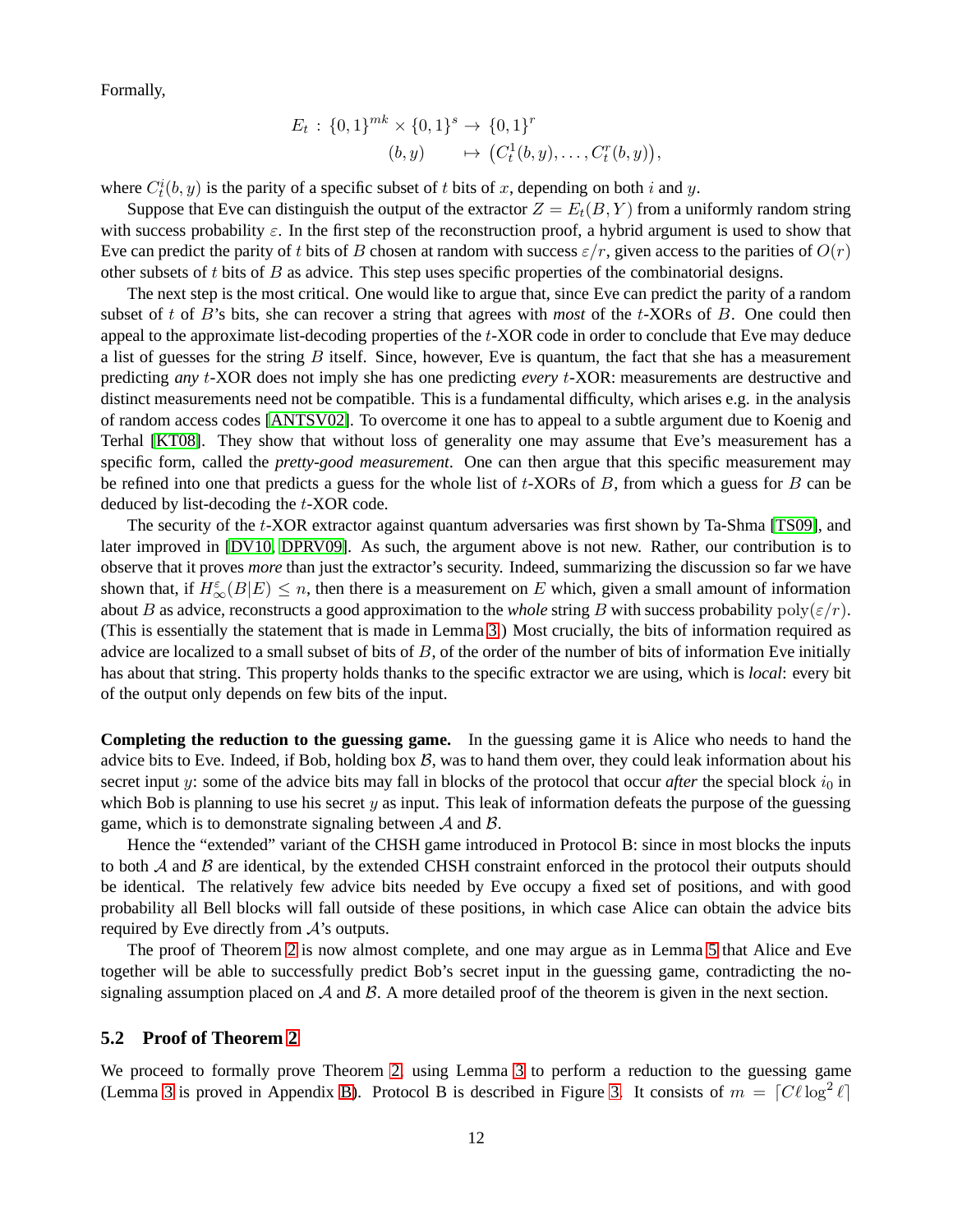Formally,

$$
\begin{aligned}
E_t \,:\, \{0,1\}^{mk} \times \{0,1\}^s &\to \{0,1\}^r \\
(b,y) \quad &\mapsto \big(C_t^1(b,y), \ldots, C_t^r(b,y)\big),
\end{aligned}
$$

where $C_t^i(b,y)$ is the parity of a specific subset of $t$ bits of $x$, depending on both $i$ and $y$.

Suppose that Eve can distinguish the output of the extractor $Z = E_t(B,Y)$ from a uniformly random string with success probability $\varepsilon$. In the first step of the reconstruction proof, a hybrid argument is used to show that Eve can predict the parity of $t$ bits of $B$ chosen at random with success $\varepsilon/r$, given access to the parities of $O(r)$ other subsets of $t$ bits of $B$ as advice. This step uses specific properties of the combinatorial designs.

The next step is the most critical. One would like to argue that, since Eve can predict the parity of a random subset of $t$ of $B$'s bits, she can recover a string that agrees with *most* of the $t$-XORs of $B$. One could then appeal to the approximate list-decoding properties of the $t$-XOR code in order to conclude that Eve may deduce a list of guesses for the string $B$ itself. Since, however, Eve is quantum, the fact that she has a measurement predicting *any* $t$-XOR does not imply she has one predicting *every* $t$-XOR: measurements are destructive and distinct measurements need not be compatible. This is a fundamental difficulty, which arises e.g. in the analysis of random access codes [ANTSV02]. To overcome it one has to appeal to a subtle argument due to Koenig and Terhal [KT08]. They show that without loss of generality one may assume that Eve's measurement has a specific form, called the *pretty-good measurement*. One can then argue that this specific measurement may be refined into one that predicts a guess for the whole list of $t$-XORs of $B$, from which a guess for $B$ can be deduced by list-decoding the $t$-XOR code.

The security of the $t$-XOR extractor against quantum adversaries was first shown by Ta-Shma [TS09], and later improved in [DV10, DPRV09]. As such, the argument above is not new. Rather, our contribution is to observe that it proves *more* than just the extractor's security. Indeed, summarizing the discussion so far we have shown that, if $H_\infty^\varepsilon(B|E) \leq n$, then there is a measurement on $E$ which, given a small amount of information about $B$ as advice, reconstructs a good approximation to the *whole* string $B$ with success probability $\mathrm{poly}(\varepsilon/r)$. (This is essentially the statement that is made in Lemma 3.) Most crucially, the bits of information required as advice are localized to a small subset of bits of $B$, of the order of the number of bits of information Eve initially has about that string. This property holds thanks to the specific extractor we are using, which is *local*: every bit of the output only depends on few bits of the input.

**Completing the reduction to the guessing game.** In the guessing game it is Alice who needs to hand the advice bits to Eve. Indeed, if Bob, holding box $\mathcal{B}$, was to hand them over, they could leak information about his secret input $y$: some of the advice bits may fall in blocks of the protocol that occur *after* the special block $i_0$ in which Bob is planning to use his secret $y$ as input. This leak of information defeats the purpose of the guessing game, which is to demonstrate signaling between $\mathcal{A}$ and $\mathcal{B}$.

Hence the "extended" variant of the CHSH game introduced in Protocol B: since in most blocks the inputs to both $\mathcal{A}$ and $\mathcal{B}$ are identical, by the extended CHSH constraint enforced in the protocol their outputs should be identical. The relatively few advice bits needed by Eve occupy a fixed set of positions, and with good probability all Bell blocks will fall outside of these positions, in which case Alice can obtain the advice bits required by Eve directly from $\mathcal{A}$'s outputs.

The proof of Theorem 2 is now almost complete, and one may argue as in Lemma 5 that Alice and Eve together will be able to successfully predict Bob's secret input in the guessing game, contradicting the no-signaling assumption placed on $\mathcal{A}$ and $\mathcal{B}$. A more detailed proof of the theorem is given in the next section.

### 5.2 Proof of Theorem 2

We proceed to formally prove Theorem 2, using Lemma 3 to perform a reduction to the guessing game (Lemma 3 is proved in Appendix B). Protocol B is described in Figure 3. It consists of $m = \lceil C\ell \log^2 \ell \rceil$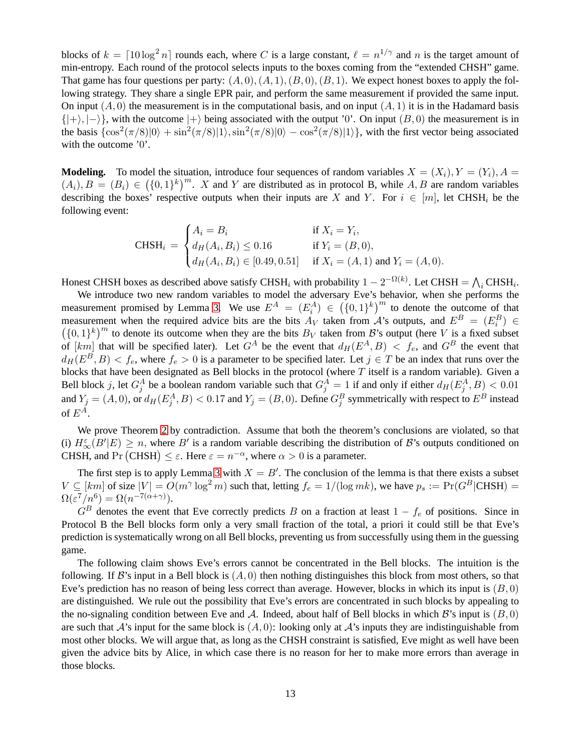blocks of $k = \lceil 10 \log^2 n \rceil$ rounds each, where $C$ is a large constant, $\ell = n^{1/\gamma}$ and $n$ is the target amount of min-entropy. Each round of the protocol selects inputs to the boxes coming from the "extended CHSH" game. That game has four questions per party: $(A,0),(A,1),(B,0),(B,1)$. We expect honest boxes to apply the following strategy. They share a single EPR pair, and perform the same measurement if provided the same input. On input $(A,0)$ the measurement is in the computational basis, and on input $(A,1)$ it is in the Hadamard basis $\{|+\rangle,|-\rangle\}$, with the outcome $|+\rangle$ being associated with the output '0'. On input $(B,0)$ the measurement is in the basis $\{\cos^2(\pi/8)|0\rangle + \sin^2(\pi/8)|1\rangle, \sin^2(\pi/8)|0\rangle - \cos^2(\pi/8)|1\rangle\}$, with the first vector being associated with the outcome '0'.

**Modeling.** To model the situation, introduce four sequences of random variables $X = (X_i), Y = (Y_i), A = (A_i), B = (B_i) \in \left(\{0,1\}^k\right)^m$. $X$ and $Y$ are distributed as in protocol B, while $A, B$ are random variables describing the boxes' respective outputs when their inputs are $X$ and $Y$. For $i \in [m]$, let $\text{CHSH}_i$ be the following event:

$$\text{CHSH}_i \,=\, \begin{cases} A_i = B_i & \text{if } X_i = Y_i, \\ d_H(A_i,B_i) \leq 0.16 & \text{if } Y_i = (B,0), \\ d_H(A_i,B_i) \in [0.49, 0.51] & \text{if } X_i = (A,1) \text{ and } Y_i = (A,0). \end{cases}$$

Honest CHSH boxes as described above satisfy $\text{CHSH}_i$ with probability $1 - 2^{-\Omega(k)}$. Let $\text{CHSH} = \bigwedge_i \text{CHSH}_i$.

We introduce two new random variables to model the adversary Eve's behavior, when she performs the measurement promised by Lemma 3. We use $E^A = (E^A_i) \in \left(\{0,1\}^k\right)^m$ to denote the outcome of that measurement when the required advice bits are the bits $A_V$ taken from $\mathcal{A}$'s outputs, and $E^B = (E^B_i) \in \left(\{0,1\}^k\right)^m$ to denote its outcome when they are the bits $B_V$ taken from $\mathcal{B}$'s output (here $V$ is a fixed subset of $[km]$ that will be specified later). Let $G^A$ be the event that $d_H(E^A,B) < f_e$, and $G^B$ the event that $d_H(E^B,B) < f_e$, where $f_e > 0$ is a parameter to be specified later. Let $j \in T$ be an index that runs over the blocks that have been designated as Bell blocks in the protocol (where $T$ itself is a random variable). Given a Bell block $j$, let $G^A_j$ be a boolean random variable such that $G^A_j = 1$ if and only if either $d_H(E^A_j, B) < 0.01$ and $Y_j = (A,0)$, or $d_H(E^A_j,B) < 0.17$ and $Y_j = (B,0)$. Define $G^B_j$ symmetrically with respect to $E^B$ instead of $E^A$.

We prove Theorem 2 by contradiction. Assume that both the theorem's conclusions are violated, so that (i) $H^\varepsilon_\infty(B'|E) \geq n$, where $B'$ is a random variable describing the distribution of $\mathcal{B}$'s outputs conditioned on CHSH, and $\Pr\left(\text{CHSH}\right) \leq \varepsilon$. Here $\varepsilon = n^{-\alpha}$, where $\alpha > 0$ is a parameter.

The first step is to apply Lemma 3 with $X = B'$. The conclusion of the lemma is that there exists a subset $V \subseteq [km]$ of size $|V| = O(m^\gamma \log^2 m)$ such that, letting $f_e = 1/(\log mk)$, we have $p_s := \Pr(G^B|\text{CHSH}) = \Omega(\varepsilon^7/n^6) = \Omega(n^{-7(\alpha+\gamma)})$.

$G^B$ denotes the event that Eve correctly predicts $B$ on a fraction at least $1 - f_e$ of positions. Since in Protocol B the Bell blocks form only a very small fraction of the total, a priori it could still be that Eve's prediction is systematically wrong on all Bell blocks, preventing us from successfully using them in the guessing game.

The following claim shows Eve's errors cannot be concentrated in the Bell blocks. The intuition is the following. If $\mathcal{B}$'s input in a Bell block is $(A,0)$ then nothing distinguishes this block from most others, so that Eve's prediction has no reason of being less correct than average. However, blocks in which its input is $(B,0)$ are distinguished. We rule out the possibility that Eve's errors are concentrated in such blocks by appealing to the no-signaling condition between Eve and $\mathcal{A}$. Indeed, about half of Bell blocks in which $\mathcal{B}$'s input is $(B,0)$ are such that $\mathcal{A}$'s input for the same block is $(A,0)$: looking only at $\mathcal{A}$'s inputs they are indistinguishable from most other blocks. We will argue that, as long as the CHSH constraint is satisfied, Eve might as well have been given the advice bits by Alice, in which case there is no reason for her to make more errors than average in those blocks.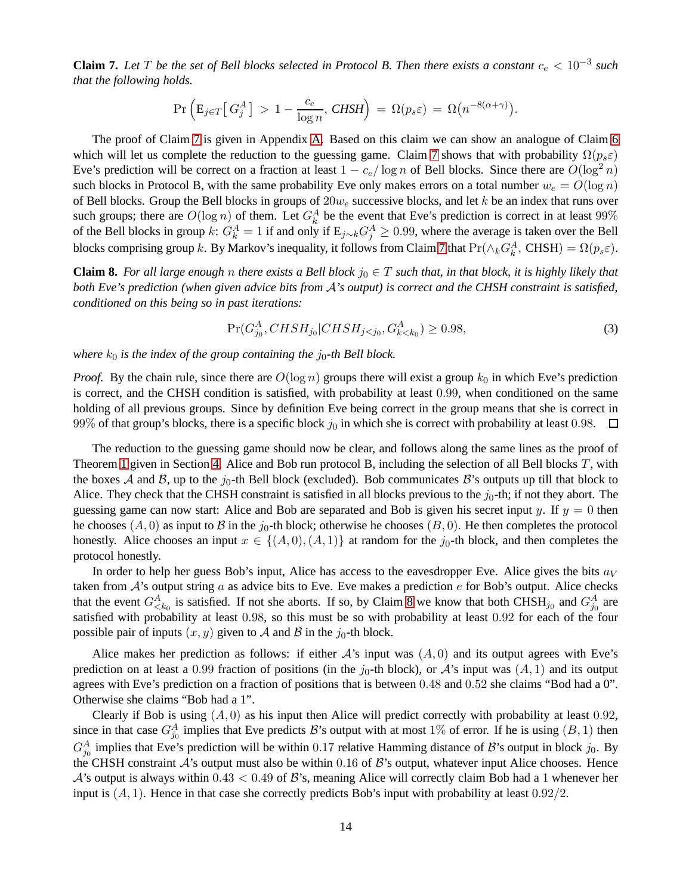**Claim 7.** *Let $T$ be the set of Bell blocks selected in Protocol B. Then there exists a constant $c_e < 10^{-3}$ such that the following holds.*

$$\Pr\Big(\mathrm{E}_{j\in T}\big[\,G_j^A\,\big] \;>\; 1-\frac{c_e}{\log n},\, \mathit{CHSH}\Big) \;=\; \Omega(p_s\varepsilon) \;=\; \Omega\big(n^{-8(\alpha+\gamma)}\big).$$

The proof of Claim 7 is given in Appendix A. Based on this claim we can show an analogue of Claim 6 which will let us complete the reduction to the guessing game. Claim 7 shows that with probability $\Omega(p_s\varepsilon)$ Eve's prediction will be correct on a fraction at least $1 - c_e/\log n$ of Bell blocks. Since there are $O(\log^2 n)$ such blocks in Protocol B, with the same probability Eve only makes errors on a total number $w_e = O(\log n)$ of Bell blocks. Group the Bell blocks in groups of $20w_e$ successive blocks, and let $k$ be an index that runs over such groups; there are $O(\log n)$ of them. Let $G_k^A$ be the event that Eve's prediction is correct in at least 99% of the Bell blocks in group $k$: $G_k^A = 1$ if and only if $\mathrm{E}_{j\sim k} G_j^A \geq 0.99$, where the average is taken over the Bell blocks comprising group $k$. By Markov's inequality, it follows from Claim 7 that $\Pr(\wedge_k G_k^A,\, \mathrm{CHSH}) = \Omega(p_s\varepsilon)$.

**Claim 8.** *For all large enough $n$ there exists a Bell block $j_0 \in T$ such that, in that block, it is highly likely that both Eve's prediction (when given advice bits from $\mathcal{A}$'s output) is correct and the CHSH constraint is satisfied, conditioned on this being so in past iterations:*

$$\Pr(G_{j_0}^A, \mathit{CHSH}_{j_0} | \mathit{CHSH}_{j<j_0}, G_{k<k_0}^A) \geq 0.98, \tag{3}$$

*where $k_0$ is the index of the group containing the $j_0$-th Bell block.*

*Proof.* By the chain rule, since there are $O(\log n)$ groups there will exist a group $k_0$ in which Eve's prediction is correct, and the CHSH condition is satisfied, with probability at least $0.99$, when conditioned on the same holding of all previous groups. Since by definition Eve being correct in the group means that she is correct in 99% of that group's blocks, there is a specific block $j_0$ in which she is correct with probability at least $0.98$. ☐

The reduction to the guessing game should now be clear, and follows along the same lines as the proof of Theorem 1 given in Section 4. Alice and Bob run protocol B, including the selection of all Bell blocks $T$, with the boxes $\mathcal{A}$ and $\mathcal{B}$, up to the $j_0$-th Bell block (excluded). Bob communicates $\mathcal{B}$'s outputs up till that block to Alice. They check that the CHSH constraint is satisfied in all blocks previous to the $j_0$-th; if not they abort. The guessing game can now start: Alice and Bob are separated and Bob is given his secret input $y$. If $y = 0$ then he chooses $(A, 0)$ as input to $\mathcal{B}$ in the $j_0$-th block; otherwise he chooses $(B, 0)$. He then completes the protocol honestly. Alice chooses an input $x \in \{(A, 0), (A, 1)\}$ at random for the $j_0$-th block, and then completes the protocol honestly.

In order to help her guess Bob's input, Alice has access to the eavesdropper Eve. Alice gives the bits $a_V$ taken from $\mathcal{A}$'s output string $a$ as advice bits to Eve. Eve makes a prediction $e$ for Bob's output. Alice checks that the event $G_{<k_0}^A$ is satisfied. If not she aborts. If so, by Claim 8 we know that both $\mathrm{CHSH}_{j_0}$ and $G_{j_0}^A$ are satisfied with probability at least $0.98$, so this must be so with probability at least $0.92$ for each of the four possible pair of inputs $(x, y)$ given to $\mathcal{A}$ and $\mathcal{B}$ in the $j_0$-th block.

Alice makes her prediction as follows: if either $\mathcal{A}$'s input was $(A, 0)$ and its output agrees with Eve's prediction on at least a $0.99$ fraction of positions (in the $j_0$-th block), or $\mathcal{A}$'s input was $(A, 1)$ and its output agrees with Eve's prediction on a fraction of positions that is between $0.48$ and $0.52$ she claims "Bod had a 0". Otherwise she claims "Bob had a 1".

Clearly if Bob is using $(A, 0)$ as his input then Alice will predict correctly with probability at least $0.92$, since in that case $G_{j_0}^A$ implies that Eve predicts $\mathcal{B}$'s output with at most 1% of error. If he is using $(B, 1)$ then $G_{j_0}^A$ implies that Eve's prediction will be within $0.17$ relative Hamming distance of $\mathcal{B}$'s output in block $j_0$. By the CHSH constraint $\mathcal{A}$'s output must also be within $0.16$ of $\mathcal{B}$'s output, whatever input Alice chooses. Hence $\mathcal{A}$'s output is always within $0.43 < 0.49$ of $\mathcal{B}$'s, meaning Alice will correctly claim Bob had a 1 whenever her input is $(A, 1)$. Hence in that case she correctly predicts Bob's input with probability at least $0.92/2$.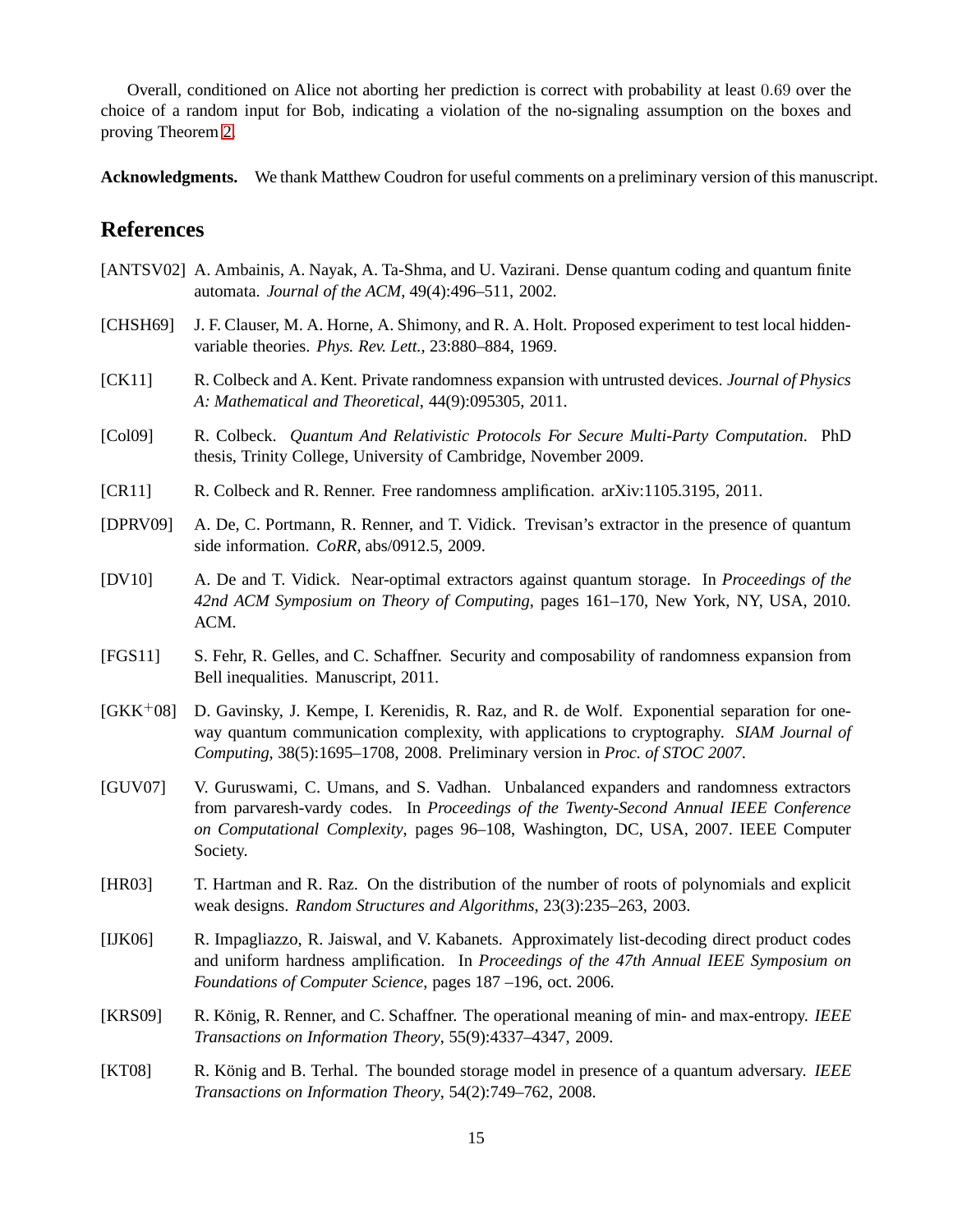Overall, conditioned on Alice not aborting her prediction is correct with probability at least $0.69$ over the choice of a random input for Bob, indicating a violation of the no-signaling assumption on the boxes and proving Theorem 2.

**Acknowledgments.** We thank Matthew Coudron for useful comments on a preliminary version of this manuscript.

## References

[ANTSV02] A. Ambainis, A. Nayak, A. Ta-Shma, and U. Vazirani. Dense quantum coding and quantum finite automata. *Journal of the ACM*, 49(4):496–511, 2002.

[CHSH69] J. F. Clauser, M. A. Horne, A. Shimony, and R. A. Holt. Proposed experiment to test local hidden-variable theories. *Phys. Rev. Lett.*, 23:880–884, 1969.

[CK11] R. Colbeck and A. Kent. Private randomness expansion with untrusted devices. *Journal of Physics A: Mathematical and Theoretical*, 44(9):095305, 2011.

[Col09] R. Colbeck. *Quantum And Relativistic Protocols For Secure Multi-Party Computation*. PhD thesis, Trinity College, University of Cambridge, November 2009.

[CR11] R. Colbeck and R. Renner. Free randomness amplification. arXiv:1105.3195, 2011.

[DPRV09] A. De, C. Portmann, R. Renner, and T. Vidick. Trevisan's extractor in the presence of quantum side information. *CoRR*, abs/0912.5, 2009.

[DV10] A. De and T. Vidick. Near-optimal extractors against quantum storage. In *Proceedings of the 42nd ACM Symposium on Theory of Computing*, pages 161–170, New York, NY, USA, 2010. ACM.

[FGS11] S. Fehr, R. Gelles, and C. Schaffner. Security and composability of randomness expansion from Bell inequalities. Manuscript, 2011.

[GKK+08] D. Gavinsky, J. Kempe, I. Kerenidis, R. Raz, and R. de Wolf. Exponential separation for one-way quantum communication complexity, with applications to cryptography. *SIAM Journal of Computing*, 38(5):1695–1708, 2008. Preliminary version in *Proc. of STOC 2007*.

[GUV07] V. Guruswami, C. Umans, and S. Vadhan. Unbalanced expanders and randomness extractors from parvaresh-vardy codes. In *Proceedings of the Twenty-Second Annual IEEE Conference on Computational Complexity*, pages 96–108, Washington, DC, USA, 2007. IEEE Computer Society.

[HR03] T. Hartman and R. Raz. On the distribution of the number of roots of polynomials and explicit weak designs. *Random Structures and Algorithms*, 23(3):235–263, 2003.

[IJK06] R. Impagliazzo, R. Jaiswal, and V. Kabanets. Approximately list-decoding direct product codes and uniform hardness amplification. In *Proceedings of the 47th Annual IEEE Symposium on Foundations of Computer Science*, pages 187 –196, oct. 2006.

[KRS09] R. König, R. Renner, and C. Schaffner. The operational meaning of min- and max-entropy. *IEEE Transactions on Information Theory*, 55(9):4337–4347, 2009.

[KT08] R. König and B. Terhal. The bounded storage model in presence of a quantum adversary. *IEEE Transactions on Information Theory*, 54(2):749–762, 2008.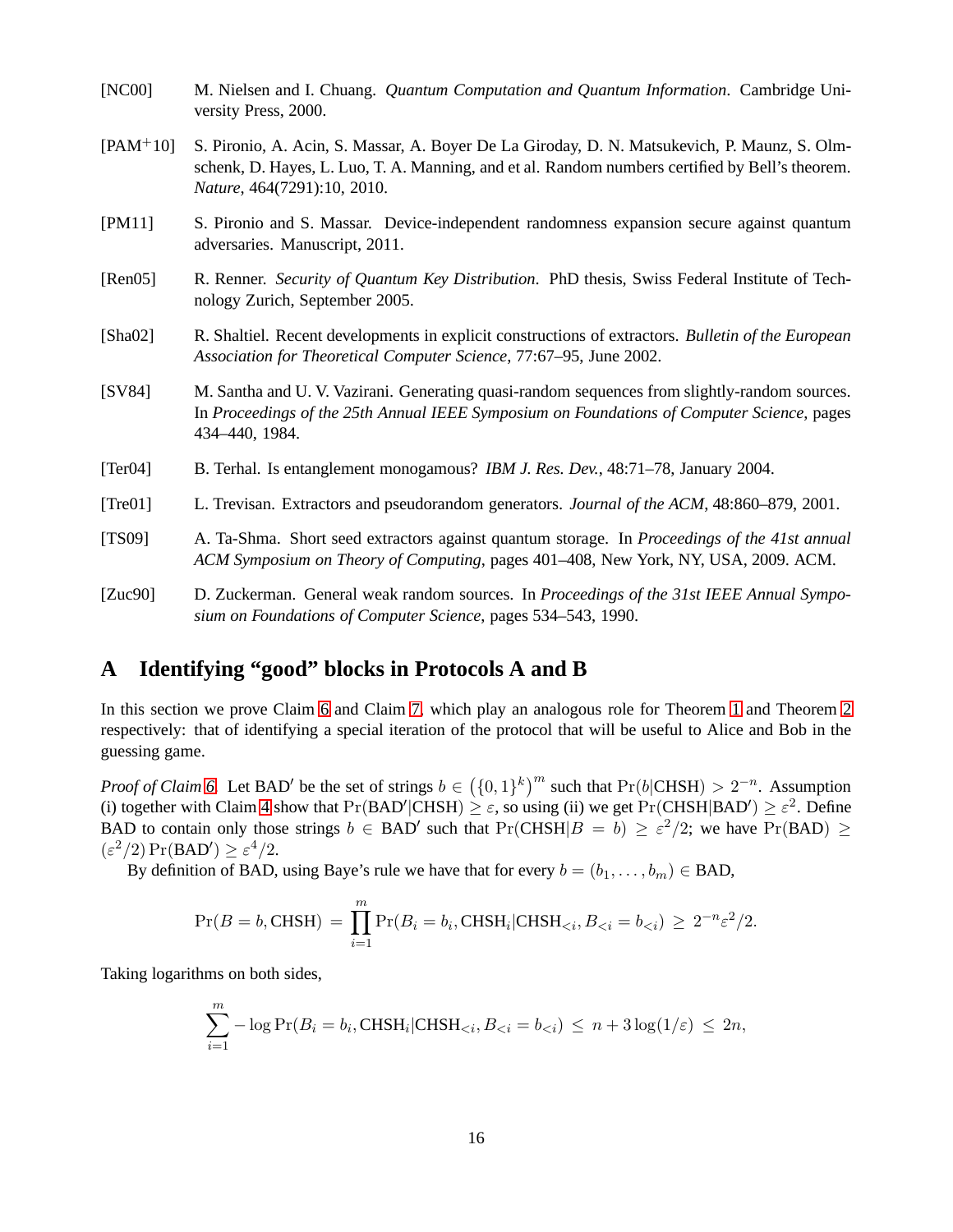[NC00] M. Nielsen and I. Chuang. *Quantum Computation and Quantum Information*. Cambridge University Press, 2000.

[PAM+10] S. Pironio, A. Acin, S. Massar, A. Boyer De La Giroday, D. N. Matsukevich, P. Maunz, S. Olmschenk, D. Hayes, L. Luo, T. A. Manning, and et al. Random numbers certified by Bell's theorem. *Nature*, 464(7291):10, 2010.

[PM11] S. Pironio and S. Massar. Device-independent randomness expansion secure against quantum adversaries. Manuscript, 2011.

[Ren05] R. Renner. *Security of Quantum Key Distribution*. PhD thesis, Swiss Federal Institute of Technology Zurich, September 2005.

[Sha02] R. Shaltiel. Recent developments in explicit constructions of extractors. *Bulletin of the European Association for Theoretical Computer Science*, 77:67–95, June 2002.

[SV84] M. Santha and U. V. Vazirani. Generating quasi-random sequences from slightly-random sources. In *Proceedings of the 25th Annual IEEE Symposium on Foundations of Computer Science*, pages 434–440, 1984.

[Ter04] B. Terhal. Is entanglement monogamous? *IBM J. Res. Dev.*, 48:71–78, January 2004.

[Tre01] L. Trevisan. Extractors and pseudorandom generators. *Journal of the ACM*, 48:860–879, 2001.

[TS09] A. Ta-Shma. Short seed extractors against quantum storage. In *Proceedings of the 41st annual ACM Symposium on Theory of Computing*, pages 401–408, New York, NY, USA, 2009. ACM.

[Zuc90] D. Zuckerman. General weak random sources. In *Proceedings of the 31st IEEE Annual Symposium on Foundations of Computer Science*, pages 534–543, 1990.

## A Identifying "good" blocks in Protocols A and B

In this section we prove Claim 6 and Claim 7, which play an analogous role for Theorem 1 and Theorem 2 respectively: that of identifying a special iteration of the protocol that will be useful to Alice and Bob in the guessing game.

*Proof of Claim 6.* Let $\mathrm{BAD}'$ be the set of strings $b \in \left(\{0,1\}^k\right)^m$ such that $\Pr(b|\mathrm{CHSH}) > 2^{-n}$. Assumption (i) together with Claim 4 show that $\Pr(\mathrm{BAD}'|\mathrm{CHSH}) \geq \varepsilon$, so using (ii) we get $\Pr(\mathrm{CHSH}|\mathrm{BAD}') \geq \varepsilon^2$. Define BAD to contain only those strings $b \in \mathrm{BAD}'$ such that $\Pr(\mathrm{CHSH}|B = b) \geq \varepsilon^2/2$; we have $\Pr(\mathrm{BAD}) \geq (\varepsilon^2/2)\Pr(\mathrm{BAD}') \geq \varepsilon^4/2$.

By definition of BAD, using Baye's rule we have that for every $b = (b_1, \ldots, b_m) \in \mathrm{BAD}$,

$$\Pr(B = b, \mathrm{CHSH}) \;=\; \prod_{i=1}^{m} \Pr(B_i = b_i, \mathrm{CHSH}_i | \mathrm{CHSH}_{<i}, B_{<i} = b_{<i}) \;\geq\; 2^{-n}\varepsilon^2/2.$$

Taking logarithms on both sides,

$$\sum_{i=1}^{m} -\log \Pr(B_i = b_i, \mathrm{CHSH}_i | \mathrm{CHSH}_{<i}, B_{<i} = b_{<i}) \;\leq\; n + 3\log(1/\varepsilon) \;\leq\; 2n,$$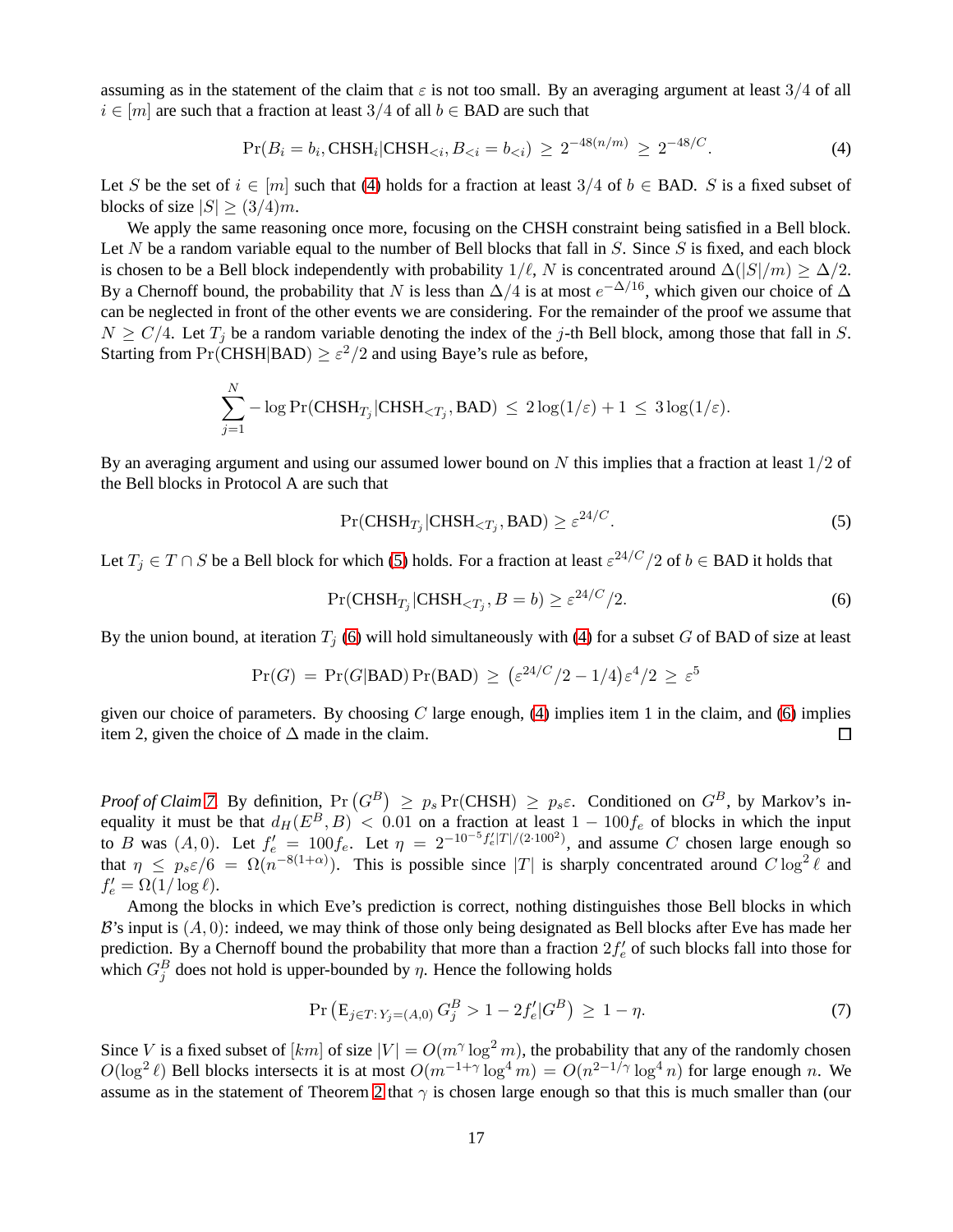assuming as in the statement of the claim that $\varepsilon$ is not too small. By an averaging argument at least $3/4$ of all $i \in [m]$ are such that a fraction at least $3/4$ of all $b \in \mathrm{BAD}$ are such that

$$\Pr(B_i = b_i, \mathrm{CHSH}_i | \mathrm{CHSH}_{<i}, B_{<i} = b_{<i}) \;\geq\; 2^{-48(n/m)} \;\geq\; 2^{-48/C}. \tag{4}$$

Let $S$ be the set of $i \in [m]$ such that (4) holds for a fraction at least $3/4$ of $b \in \mathrm{BAD}$. $S$ is a fixed subset of blocks of size $|S| \geq (3/4)m$.

We apply the same reasoning once more, focusing on the CHSH constraint being satisfied in a Bell block. Let $N$ be a random variable equal to the number of Bell blocks that fall in $S$. Since $S$ is fixed, and each block is chosen to be a Bell block independently with probability $1/\ell$, $N$ is concentrated around $\Delta(|S|/m) \geq \Delta/2$. By a Chernoff bound, the probability that $N$ is less than $\Delta/4$ is at most $e^{-\Delta/16}$, which given our choice of $\Delta$ can be neglected in front of the other events we are considering. For the remainder of the proof we assume that $N \geq C/4$. Let $T_j$ be a random variable denoting the index of the $j$-th Bell block, among those that fall in $S$. Starting from $\Pr(\mathrm{CHSH}|\mathrm{BAD}) \geq \varepsilon^2/2$ and using Baye's rule as before,

$$\sum_{j=1}^{N} -\log \Pr(\mathrm{CHSH}_{T_j} | \mathrm{CHSH}_{<T_j}, \mathrm{BAD}) \;\leq\; 2\log(1/\varepsilon) + 1 \;\leq\; 3\log(1/\varepsilon).$$

By an averaging argument and using our assumed lower bound on $N$ this implies that a fraction at least $1/2$ of the Bell blocks in Protocol A are such that

$$\Pr(\mathrm{CHSH}_{T_j} | \mathrm{CHSH}_{<T_j}, \mathrm{BAD}) \geq \varepsilon^{24/C}. \tag{5}$$

Let $T_j \in T \cap S$ be a Bell block for which (5) holds. For a fraction at least $\varepsilon^{24/C}/2$ of $b \in \mathrm{BAD}$ it holds that

$$\Pr(\mathrm{CHSH}_{T_j} | \mathrm{CHSH}_{<T_j}, B = b) \geq \varepsilon^{24/C}/2. \tag{6}$$

By the union bound, at iteration $T_j$ (6) will hold simultaneously with (4) for a subset $G$ of BAD of size at least

$$\Pr(G) \;=\; \Pr(G|\mathrm{BAD})\Pr(\mathrm{BAD}) \;\geq\; \big(\varepsilon^{24/C}/2 - 1/4\big)\varepsilon^4/2 \;\geq\; \varepsilon^5$$

given our choice of parameters. By choosing $C$ large enough, (4) implies item 1 in the claim, and (6) implies item 2, given the choice of $\Delta$ made in the claim. □

*Proof of Claim 7.* By definition, $\Pr\left(G^B\right) \;\geq\; p_s \Pr(\mathrm{CHSH}) \;\geq\; p_s\varepsilon$. Conditioned on $G^B$, by Markov's inequality it must be that $d_H(E^B, B) \;<\; 0.01$ on a fraction at least $1 - 100f_e$ of blocks in which the input to $B$ was $(A, 0)$. Let $f_e' = 100f_e$. Let $\eta = 2^{-10^{-5}f_e'|T|/(2\cdot 100^2)}$, and assume $C$ chosen large enough so that $\eta \leq p_s\varepsilon/6 = \Omega(n^{-8(1+\alpha)})$. This is possible since $|T|$ is sharply concentrated around $C\log^2\ell$ and $f_e' = \Omega(1/\log \ell)$.

Among the blocks in which Eve's prediction is correct, nothing distinguishes those Bell blocks in which $\mathcal{B}$'s input is $(A, 0)$: indeed, we may think of those only being designated as Bell blocks after Eve has made her prediction. By a Chernoff bound the probability that more than a fraction $2f_e'$ of such blocks fall into those for which $G_j^B$ does not hold is upper-bounded by $\eta$. Hence the following holds

$$\Pr\left(\mathrm{E}_{j\in T:\, Y_j=(A,0)}\, G_j^B > 1 - 2f_e' | G^B\right) \;\geq\; 1 - \eta. \tag{7}$$

Since $V$ is a fixed subset of $[km]$ of size $|V| = O(m^\gamma \log^2 m)$, the probability that any of the randomly chosen $O(\log^2 \ell)$ Bell blocks intersects it is at most $O(m^{-1+\gamma}\log^4 m) = O(n^{2-1/\gamma}\log^4 n)$ for large enough $n$. We assume as in the statement of Theorem 2 that $\gamma$ is chosen large enough so that this is much smaller than (our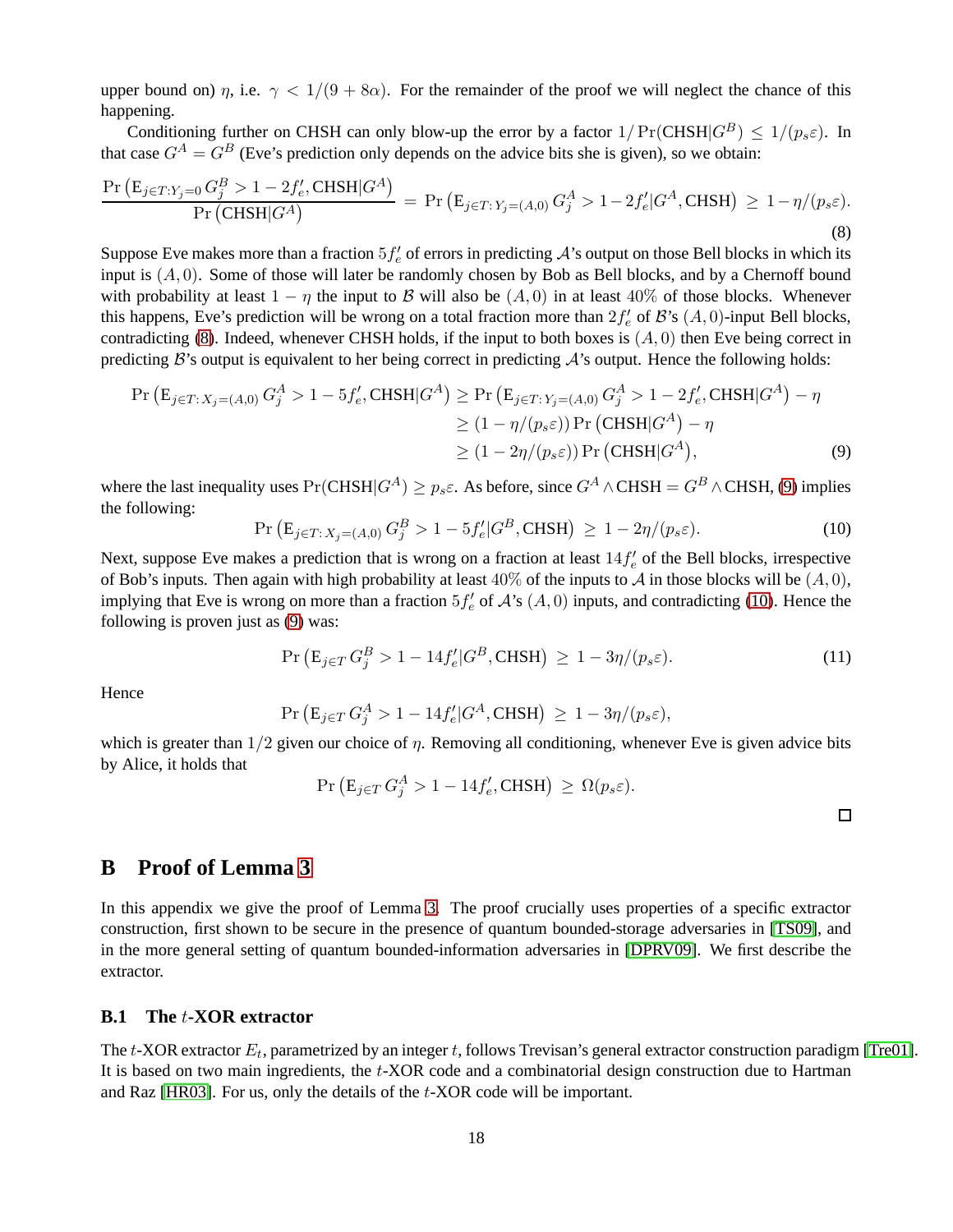upper bound on) $\eta$, i.e. $\gamma < 1/(9+8\alpha)$. For the remainder of the proof we will neglect the chance of this happening.

Conditioning further on CHSH can only blow-up the error by a factor $1/\Pr(\mathrm{CHSH}|G^B) \leq 1/(p_s\varepsilon)$. In that case $G^A = G^B$ (Eve's prediction only depends on the advice bits she is given), so we obtain:

$$\frac{\Pr\left(\mathrm{E}_{j\in T: Y_j=0}\, G_j^B > 1-2f_e', \mathrm{CHSH}|G^A\right)}{\Pr\left(\mathrm{CHSH}|G^A\right)} = \Pr\left(\mathrm{E}_{j\in T: Y_j=(A,0)}\, G_j^A > 1-2f_e'|G^A, \mathrm{CHSH}\right) \geq 1-\eta/(p_s\varepsilon). \tag{8}$$

Suppose Eve makes more than a fraction $5f_e'$ of errors in predicting $\mathcal{A}$'s output on those Bell blocks in which its input is $(A,0)$. Some of those will later be randomly chosen by Bob as Bell blocks, and by a Chernoff bound with probability at least $1-\eta$ the input to $\mathcal{B}$ will also be $(A,0)$ in at least 40% of those blocks. Whenever this happens, Eve's prediction will be wrong on a total fraction more than $2f_e'$ of $\mathcal{B}$'s $(A,0)$-input Bell blocks, contradicting (8). Indeed, whenever CHSH holds, if the input to both boxes is $(A,0)$ then Eve being correct in predicting $\mathcal{B}$'s output is equivalent to her being correct in predicting $\mathcal{A}$'s output. Hence the following holds:

$$\begin{aligned}
\Pr\left(\mathrm{E}_{j\in T: X_j=(A,0)}\, G_j^A > 1-5f_e', \mathrm{CHSH}|G^A\right) &\geq \Pr\left(\mathrm{E}_{j\in T: Y_j=(A,0)}\, G_j^A > 1-2f_e', \mathrm{CHSH}|G^A\right) - \eta \\
&\geq (1-\eta/(p_s\varepsilon))\Pr\left(\mathrm{CHSH}|G^A\right) - \eta \\
&\geq (1-2\eta/(p_s\varepsilon))\Pr\left(\mathrm{CHSH}|G^A\right),
\end{aligned} \tag{9}$$

where the last inequality uses $\Pr(\mathrm{CHSH}|G^A) \geq p_s\varepsilon$. As before, since $G^A \wedge \mathrm{CHSH} = G^B \wedge \mathrm{CHSH}$, (9) implies the following:

$$\Pr\left(\mathrm{E}_{j\in T: X_j=(A,0)}\, G_j^B > 1-5f_e'|G^B, \mathrm{CHSH}\right) \geq 1-2\eta/(p_s\varepsilon). \tag{10}$$

Next, suppose Eve makes a prediction that is wrong on a fraction at least $14f_e'$ of the Bell blocks, irrespective of Bob's inputs. Then again with high probability at least 40% of the inputs to $\mathcal{A}$ in those blocks will be $(A,0)$, implying that Eve is wrong on more than a fraction $5f_e'$ of $\mathcal{A}$'s $(A,0)$ inputs, and contradicting (10). Hence the following is proven just as (9) was:

$$\Pr\left(\mathrm{E}_{j\in T}\, G_j^B > 1-14f_e'|G^B, \mathrm{CHSH}\right) \geq 1-3\eta/(p_s\varepsilon). \tag{11}$$

Hence

$$\Pr\left(\mathrm{E}_{j\in T}\, G_j^A > 1-14f_e'|G^A, \mathrm{CHSH}\right) \geq 1-3\eta/(p_s\varepsilon),$$

which is greater than $1/2$ given our choice of $\eta$. Removing all conditioning, whenever Eve is given advice bits by Alice, it holds that

$$\Pr\left(\mathrm{E}_{j\in T}\, G_j^A > 1-14f_e', \mathrm{CHSH}\right) \geq \Omega(p_s\varepsilon).$$

□

# B Proof of Lemma 3

In this appendix we give the proof of Lemma 3. The proof crucially uses properties of a specific extractor construction, first shown to be secure in the presence of quantum bounded-storage adversaries in [TS09], and in the more general setting of quantum bounded-information adversaries in [DPRV09]. We first describe the extractor.

## B.1 The $t$-XOR extractor

The $t$-XOR extractor $E_t$, parametrized by an integer $t$, follows Trevisan's general extractor construction paradigm [Tre01]. It is based on two main ingredients, the $t$-XOR code and a combinatorial design construction due to Hartman and Raz [HR03]. For us, only the details of the $t$-XOR code will be important.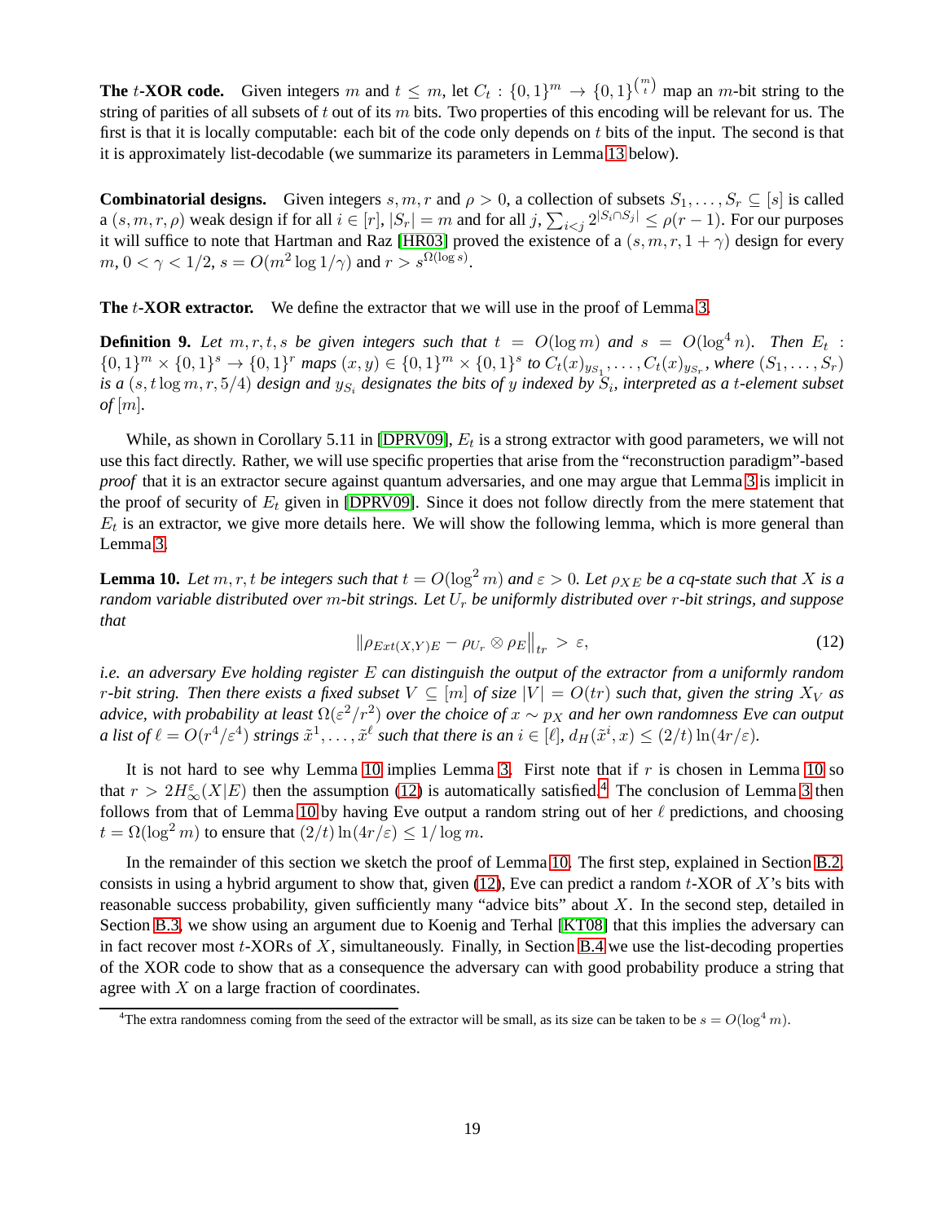**The $t$-XOR code.** Given integers $m$ and $t \le m$, let $C_t : \{0,1\}^m \to \{0,1\}^{\binom{m}{t}}$ map an $m$-bit string to the string of parities of all subsets of $t$ out of its $m$ bits. Two properties of this encoding will be relevant for us. The first is that it is locally computable: each bit of the code only depends on $t$ bits of the input. The second is that it is approximately list-decodable (we summarize its parameters in Lemma 13 below).

**Combinatorial designs.** Given integers $s, m, r$ and $\rho > 0$, a collection of subsets $S_1, \ldots, S_r \subseteq [s]$ is called a $(s, m, r, \rho)$ weak design if for all $i \in [r]$, $|S_r| = m$ and for all $j$, $\sum_{i<j} 2^{|S_i \cap S_j|} \le \rho(r-1)$. For our purposes it will suffice to note that Hartman and Raz [HR03] proved the existence of a $(s, m, r, 1+\gamma)$ design for every $m$, $0 < \gamma < 1/2$, $s = O(m^2 \log 1/\gamma)$ and $r > s^{\Omega(\log s)}$.

**The $t$-XOR extractor.** We define the extractor that we will use in the proof of Lemma 3.

**Definition 9.** *Let $m, r, t, s$ be given integers such that $t = O(\log m)$ and $s = O(\log^4 n)$. Then $E_t : \{0,1\}^m \times \{0,1\}^s \to \{0,1\}^r$ maps $(x, y) \in \{0,1\}^m \times \{0,1\}^s$ to $C_t(x)_{y_{S_1}}, \ldots, C_t(x)_{y_{S_r}}$, where $(S_1, \ldots, S_r)$ is a $(s, t\log m, r, 5/4)$ design and $y_{S_i}$ designates the bits of $y$ indexed by $S_i$, interpreted as a $t$-element subset of $[m]$.*

While, as shown in Corollary 5.11 in [DPRV09], $E_t$ is a strong extractor with good parameters, we will not use this fact directly. Rather, we will use specific properties that arise from the "reconstruction paradigm"-based *proof* that it is an extractor secure against quantum adversaries, and one may argue that Lemma 3 is implicit in the proof of security of $E_t$ given in [DPRV09]. Since it does not follow directly from the mere statement that $E_t$ is an extractor, we give more details here. We will show the following lemma, which is more general than Lemma 3.

**Lemma 10.** *Let $m, r, t$ be integers such that $t = O(\log^2 m)$ and $\varepsilon > 0$. Let $\rho_{XE}$ be a cq-state such that $X$ is a random variable distributed over $m$-bit strings. Let $U_r$ be uniformly distributed over $r$-bit strings, and suppose that*

$$\left\| \rho_{Ext(X,Y)E} - \rho_{U_r} \otimes \rho_E \right\|_{tr} > \varepsilon, \tag{12}$$

*i.e. an adversary Eve holding register $E$ can distinguish the output of the extractor from a uniformly random $r$-bit string. Then there exists a fixed subset $V \subseteq [m]$ of size $|V| = O(tr)$ such that, given the string $X_V$ as advice, with probability at least $\Omega(\varepsilon^2/r^2)$ over the choice of $x \sim p_X$ and her own randomness Eve can output a list of $\ell = O(r^4/\varepsilon^4)$ strings $\tilde{x}^1, \ldots, \tilde{x}^\ell$ such that there is an $i \in [\ell]$, $d_H(\tilde{x}^i, x) \le (2/t)\ln(4r/\varepsilon)$.*

It is not hard to see why Lemma 10 implies Lemma 3. First note that if $r$ is chosen in Lemma 10 so that $r > 2H_\infty^\varepsilon(X|E)$ then the assumption (12) is automatically satisfied.[4] The conclusion of Lemma 3 then follows from that of Lemma 10 by having Eve output a random string out of her $\ell$ predictions, and choosing $t = \Omega(\log^2 m)$ to ensure that $(2/t)\ln(4r/\varepsilon) \le 1/\log m$.

In the remainder of this section we sketch the proof of Lemma 10. The first step, explained in Section B.2, consists in using a hybrid argument to show that, given (12), Eve can predict a random $t$-XOR of $X$'s bits with reasonable success probability, given sufficiently many "advice bits" about $X$. In the second step, detailed in Section B.3, we show using an argument due to Koenig and Terhal [KT08] that this implies the adversary can in fact recover most $t$-XORs of $X$, simultaneously. Finally, in Section B.4 we use the list-decoding properties of the XOR code to show that as a consequence the adversary can with good probability produce a string that agree with $X$ on a large fraction of coordinates.

[4] The extra randomness coming from the seed of the extractor will be small, as its size can be taken to be $s = O(\log^4 m)$.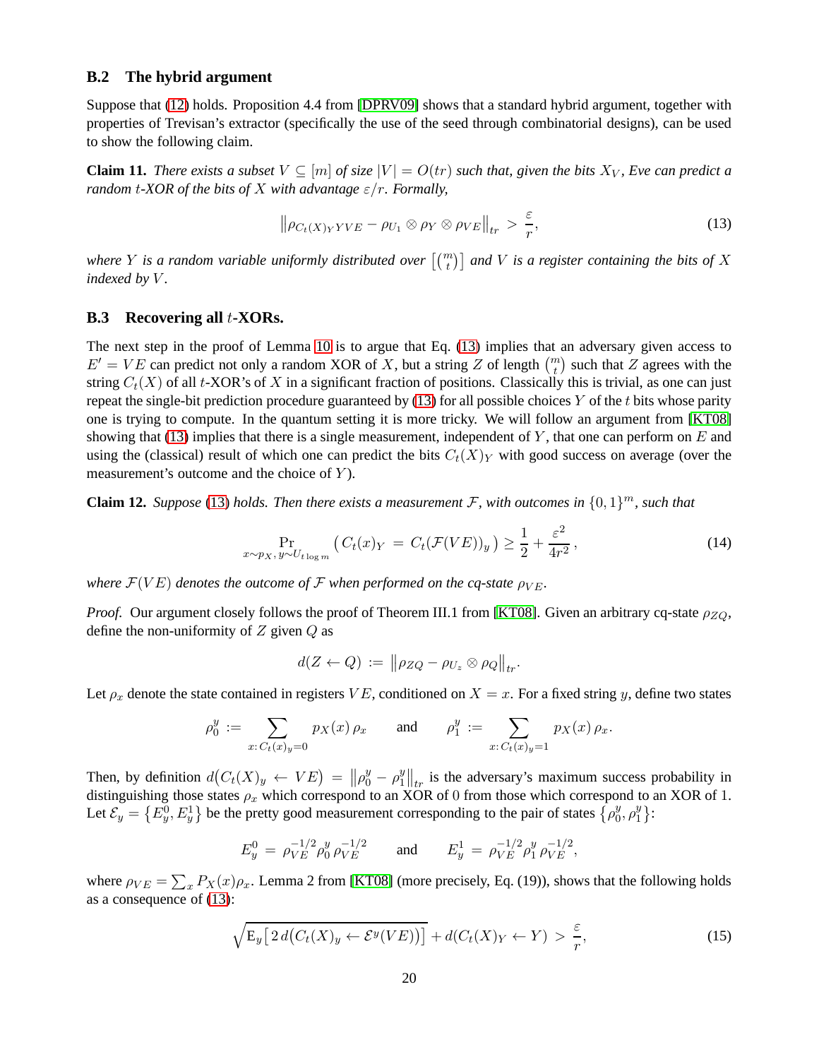### B.2 The hybrid argument

Suppose that (12) holds. Proposition 4.4 from [DPRV09] shows that a standard hybrid argument, together with properties of Trevisan's extractor (specifically the use of the seed through combinatorial designs), can be used to show the following claim.

**Claim 11.** *There exists a subset $V \subseteq [m]$ of size $|V| = O(tr)$ such that, given the bits $X_V$, Eve can predict a random $t$-XOR of the bits of $X$ with advantage $\varepsilon/r$. Formally,*

$$\left\|\rho_{C_t(X)_Y YVE} - \rho_{U_1} \otimes \rho_Y \otimes \rho_{VE}\right\|_{tr} > \frac{\varepsilon}{r}, \tag{13}$$

*where $Y$ is a random variable uniformly distributed over $\left[\binom{m}{t}\right]$ and $V$ is a register containing the bits of $X$ indexed by $V$.*

### B.3 Recovering all $t$-XORs.

The next step in the proof of Lemma 10 is to argue that Eq. (13) implies that an adversary given access to $E' = VE$ can predict not only a random XOR of $X$, but a string $Z$ of length $\binom{m}{t}$ such that $Z$ agrees with the string $C_t(X)$ of all $t$-XOR's of $X$ in a significant fraction of positions. Classically this is trivial, as one can just repeat the single-bit prediction procedure guaranteed by (13) for all possible choices $Y$ of the $t$ bits whose parity one is trying to compute. In the quantum setting it is more tricky. We will follow an argument from [KT08] showing that (13) implies that there is a single measurement, independent of $Y$, that one can perform on $E$ and using the (classical) result of which one can predict the bits $C_t(X)_Y$ with good success on average (over the measurement's outcome and the choice of $Y$).

**Claim 12.** *Suppose (13) holds. Then there exists a measurement $\mathcal{F}$, with outcomes in $\{0,1\}^m$, such that*

$$\Pr_{x \sim p_X,\, y \sim U_{t\log m}}\big(\, C_t(x)_Y \,=\, C_t(\mathcal{F}(VE))_y\,\big) \geq \frac{1}{2} + \frac{\varepsilon^2}{4r^2}\,, \tag{14}$$

*where $\mathcal{F}(VE)$ denotes the outcome of $\mathcal{F}$ when performed on the cq-state $\rho_{VE}$.*

*Proof.* Our argument closely follows the proof of Theorem III.1 from [KT08]. Given an arbitrary cq-state $\rho_{ZQ}$, define the non-uniformity of $Z$ given $Q$ as

$$d(Z \leftarrow Q) \,:=\, \left\|\rho_{ZQ} - \rho_{U_z} \otimes \rho_Q\right\|_{tr}.$$

Let $\rho_x$ denote the state contained in registers $VE$, conditioned on $X = x$. For a fixed string $y$, define two states

$$\rho_0^y \,:=\, \sum_{x:\, C_t(x)_y = 0} p_X(x)\,\rho_x \qquad \text{and} \qquad \rho_1^y \,:=\, \sum_{x:\, C_t(x)_y = 1} p_X(x)\,\rho_x.$$

Then, by definition $d\big(C_t(X)_y \leftarrow VE\big) \,=\, \left\|\rho_0^y - \rho_1^y\right\|_{tr}$ is the adversary's maximum success probability in distinguishing those states $\rho_x$ which correspond to an XOR of $0$ from those which correspond to an XOR of $1$. Let $\mathcal{E}_y = \{E_y^0, E_y^1\}$ be the pretty good measurement corresponding to the pair of states $\{\rho_0^y, \rho_1^y\}$:

$$E_y^0 \,=\, \rho_{VE}^{-1/2}\,\rho_0^y\,\rho_{VE}^{-1/2} \qquad \text{and} \qquad E_y^1 \,=\, \rho_{VE}^{-1/2}\,\rho_1^y\,\rho_{VE}^{-1/2},$$

where $\rho_{VE} = \sum_x P_X(x)\rho_x$. Lemma 2 from [KT08] (more precisely, Eq. (19)), shows that the following holds as a consequence of (13):

$$\sqrt{\mathrm{E}_y\big[\,2\,d\big(C_t(X)_y \leftarrow \mathcal{E}^y(VE)\big)\big]} + d(C_t(X)_Y \leftarrow Y) \,>\, \frac{\varepsilon}{r}, \tag{15}$$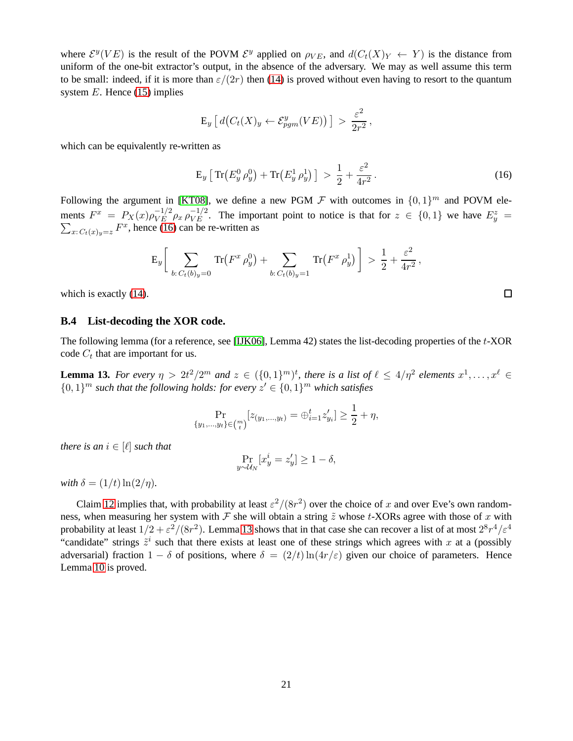where $\mathcal{E}^y(VE)$ is the result of the POVM $\mathcal{E}^y$ applied on $\rho_{VE}$, and $d(C_t(X)_Y \leftarrow Y)$ is the distance from uniform of the one-bit extractor's output, in the absence of the adversary. We may as well assume this term to be small: indeed, if it is more than $\varepsilon/(2r)$ then (14) is proved without even having to resort to the quantum system $E$. Hence (15) implies

$$\mathrm{E}_y \left[ \, d\big(C_t(X)_y \leftarrow \mathcal{E}^y_{pgm}(VE)\big) \, \right] \, > \, \frac{\varepsilon^2}{2r^2} \, ,$$

which can be equivalently re-written as

$$\mathrm{E}_y \left[ \, \mathrm{Tr}\big(E^0_y \, \rho^0_y\big) + \mathrm{Tr}\big(E^1_y \, \rho^1_y\big) \, \right] \, > \, \frac{1}{2} + \frac{\varepsilon^2}{4r^2} \, . \tag{16}$$

Following the argument in [KT08], we define a new PGM $\mathcal{F}$ with outcomes in $\{0,1\}^m$ and POVM elements $F^x = P_X(x)\rho_{VE}^{-1/2}\rho_x \, \rho_{VE}^{-1/2}$. The important point to notice is that for $z \in \{0,1\}$ we have $E^z_y = \sum_{x: \, C_t(x)_y = z} F^x$, hence (16) can be re-written as

$$\mathrm{E}_y \left[ \sum_{b: \, C_t(b)_y = 0} \mathrm{Tr}\big(F^x \, \rho^0_y\big) + \sum_{b: \, C_t(b)_y = 1} \mathrm{Tr}\big(F^x \, \rho^1_y\big) \right] \, > \, \frac{1}{2} + \frac{\varepsilon^2}{4r^2} \, ,$$

which is exactly (14). □

### B.4 List-decoding the XOR code.

The following lemma (for a reference, see [IJK06], Lemma 42) states the list-decoding properties of the $t$-XOR code $C_t$ that are important for us.

**Lemma 13.** *For every $\eta > 2t^2/2^m$ and $z \in (\{0,1\}^m)^t$, there is a list of $\ell \le 4/\eta^2$ elements $x^1, \ldots, x^\ell \in \{0,1\}^m$ such that the following holds: for every $z' \in \{0,1\}^m$ which satisfies*

$$\Pr_{\{y_1,\ldots,y_t\} \in \binom{m}{t}} [z_{(y_1,\ldots,y_t)} = \oplus_{i=1}^t z'_{y_i}] \ge \frac{1}{2} + \eta,$$

*there is an $i \in [\ell]$ such that*

$$\Pr_{y \sim \mathcal{U}_N} [x^i_y = z'_y] \ge 1 - \delta,$$

*with $\delta = (1/t)\ln(2/\eta)$.*

Claim 12 implies that, with probability at least $\varepsilon^2/(8r^2)$ over the choice of $x$ and over Eve's own randomness, when measuring her system with $\mathcal{F}$ she will obtain a string $\tilde{z}$ whose $t$-XORs agree with those of $x$ with probability at least $1/2 + \varepsilon^2/(8r^2)$. Lemma 13 shows that in that case she can recover a list of at most $2^8 r^4/\varepsilon^4$ "candidate" strings $\tilde{z}^i$ such that there exists at least one of these strings which agrees with $x$ at a (possibly adversarial) fraction $1 - \delta$ of positions, where $\delta = (2/t)\ln(4r/\varepsilon)$ given our choice of parameters. Hence Lemma 10 is proved.